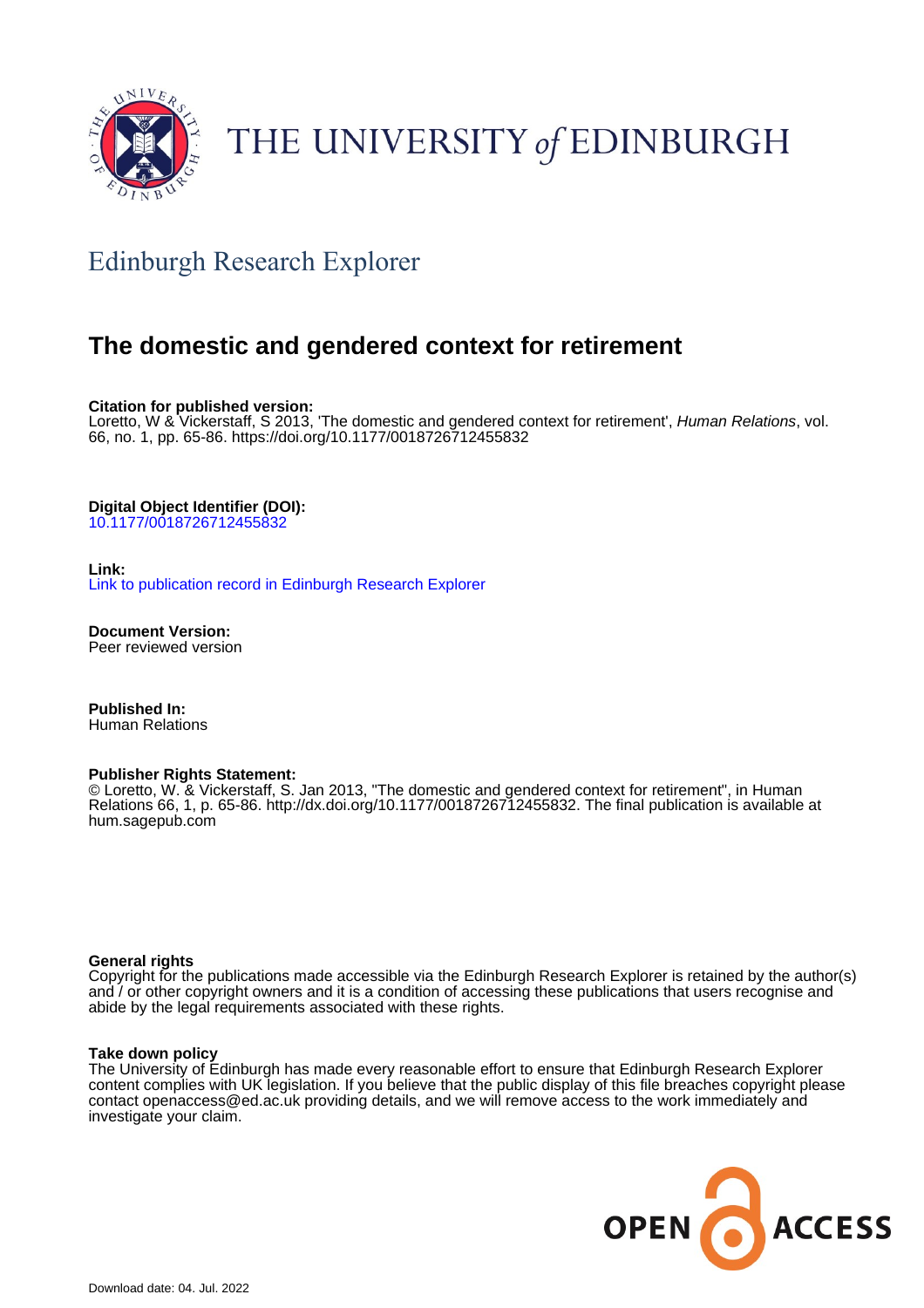THE UNIVERSITY *of* EDINBURGH

## Edinburgh Research Explorer

# The domestic and gendered context for retirement

**Citation for published version:**
Loretto, W & Vickerstaff, S 2013, 'The domestic and gendered context for retirement', *Human Relations*, vol. 66, no. 1, pp. 65-86. https://doi.org/10.1177/0018726712455832

**Digital Object Identifier (DOI):**
10.1177/0018726712455832

**Link:**
Link to publication record in Edinburgh Research Explorer

**Document Version:**
Peer reviewed version

**Published In:**
Human Relations

**Publisher Rights Statement:**
© Loretto, W. & Vickerstaff, S. Jan 2013, "The domestic and gendered context for retirement", in Human Relations 66, 1, p. 65-86. http://dx.doi.org/10.1177/0018726712455832. The final publication is available at hum.sagepub.com

**General rights**
Copyright for the publications made accessible via the Edinburgh Research Explorer is retained by the author(s) and / or other copyright owners and it is a condition of accessing these publications that users recognise and abide by the legal requirements associated with these rights.

**Take down policy**
The University of Edinburgh has made every reasonable effort to ensure that Edinburgh Research Explorer content complies with UK legislation. If you believe that the public display of this file breaches copyright please contact openaccess@ed.ac.uk providing details, and we will remove access to the work immediately and investigate your claim.

OPEN ACCESS

Download date: 04. Jul. 2022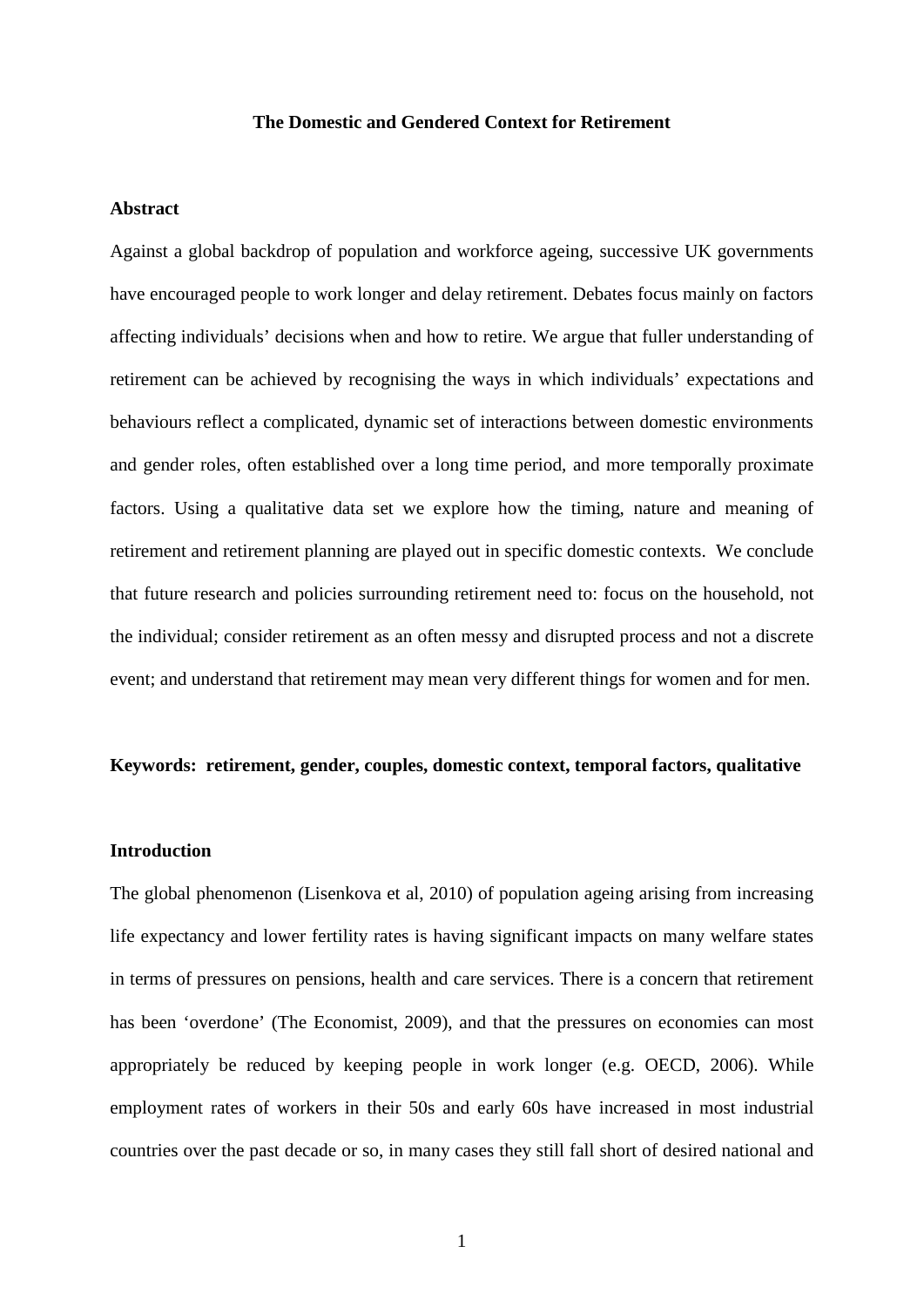**The Domestic and Gendered Context for Retirement**

**Abstract**

Against a global backdrop of population and workforce ageing, successive UK governments have encouraged people to work longer and delay retirement. Debates focus mainly on factors affecting individuals' decisions when and how to retire. We argue that fuller understanding of retirement can be achieved by recognising the ways in which individuals' expectations and behaviours reflect a complicated, dynamic set of interactions between domestic environments and gender roles, often established over a long time period, and more temporally proximate factors. Using a qualitative data set we explore how the timing, nature and meaning of retirement and retirement planning are played out in specific domestic contexts. We conclude that future research and policies surrounding retirement need to: focus on the household, not the individual; consider retirement as an often messy and disrupted process and not a discrete event; and understand that retirement may mean very different things for women and for men.

**Keywords: retirement, gender, couples, domestic context, temporal factors, qualitative**

**Introduction**

The global phenomenon (Lisenkova et al, 2010) of population ageing arising from increasing life expectancy and lower fertility rates is having significant impacts on many welfare states in terms of pressures on pensions, health and care services. There is a concern that retirement has been 'overdone' (The Economist, 2009), and that the pressures on economies can most appropriately be reduced by keeping people in work longer (e.g. OECD, 2006). While employment rates of workers in their 50s and early 60s have increased in most industrial countries over the past decade or so, in many cases they still fall short of desired national and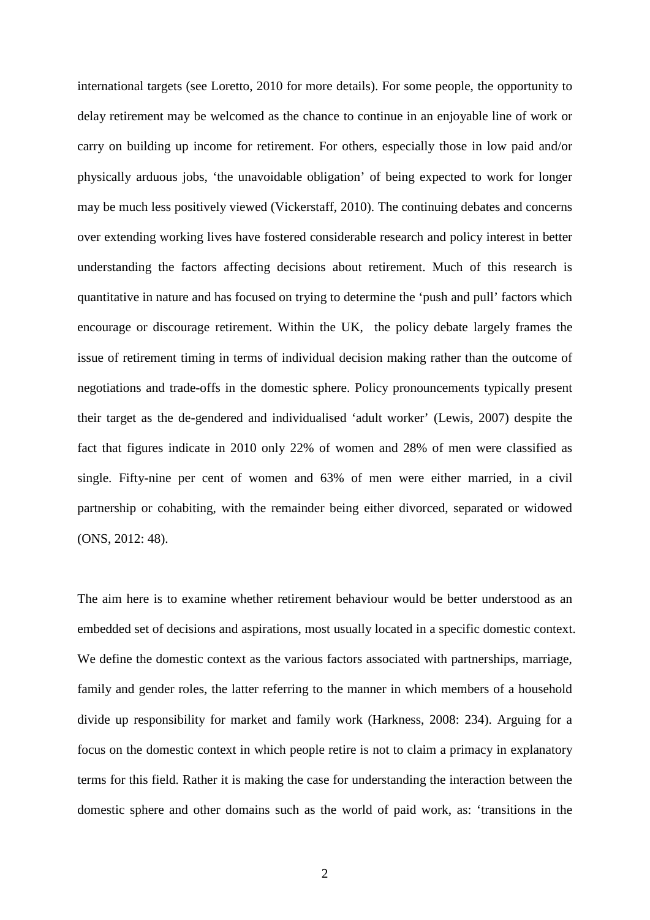international targets (see Loretto, 2010 for more details). For some people, the opportunity to delay retirement may be welcomed as the chance to continue in an enjoyable line of work or carry on building up income for retirement. For others, especially those in low paid and/or physically arduous jobs, 'the unavoidable obligation' of being expected to work for longer may be much less positively viewed (Vickerstaff, 2010). The continuing debates and concerns over extending working lives have fostered considerable research and policy interest in better understanding the factors affecting decisions about retirement. Much of this research is quantitative in nature and has focused on trying to determine the 'push and pull' factors which encourage or discourage retirement. Within the UK, the policy debate largely frames the issue of retirement timing in terms of individual decision making rather than the outcome of negotiations and trade-offs in the domestic sphere. Policy pronouncements typically present their target as the de-gendered and individualised 'adult worker' (Lewis, 2007) despite the fact that figures indicate in 2010 only 22% of women and 28% of men were classified as single. Fifty-nine per cent of women and 63% of men were either married, in a civil partnership or cohabiting, with the remainder being either divorced, separated or widowed (ONS, 2012: 48).

The aim here is to examine whether retirement behaviour would be better understood as an embedded set of decisions and aspirations, most usually located in a specific domestic context. We define the domestic context as the various factors associated with partnerships, marriage, family and gender roles, the latter referring to the manner in which members of a household divide up responsibility for market and family work (Harkness, 2008: 234). Arguing for a focus on the domestic context in which people retire is not to claim a primacy in explanatory terms for this field. Rather it is making the case for understanding the interaction between the domestic sphere and other domains such as the world of paid work, as: 'transitions in the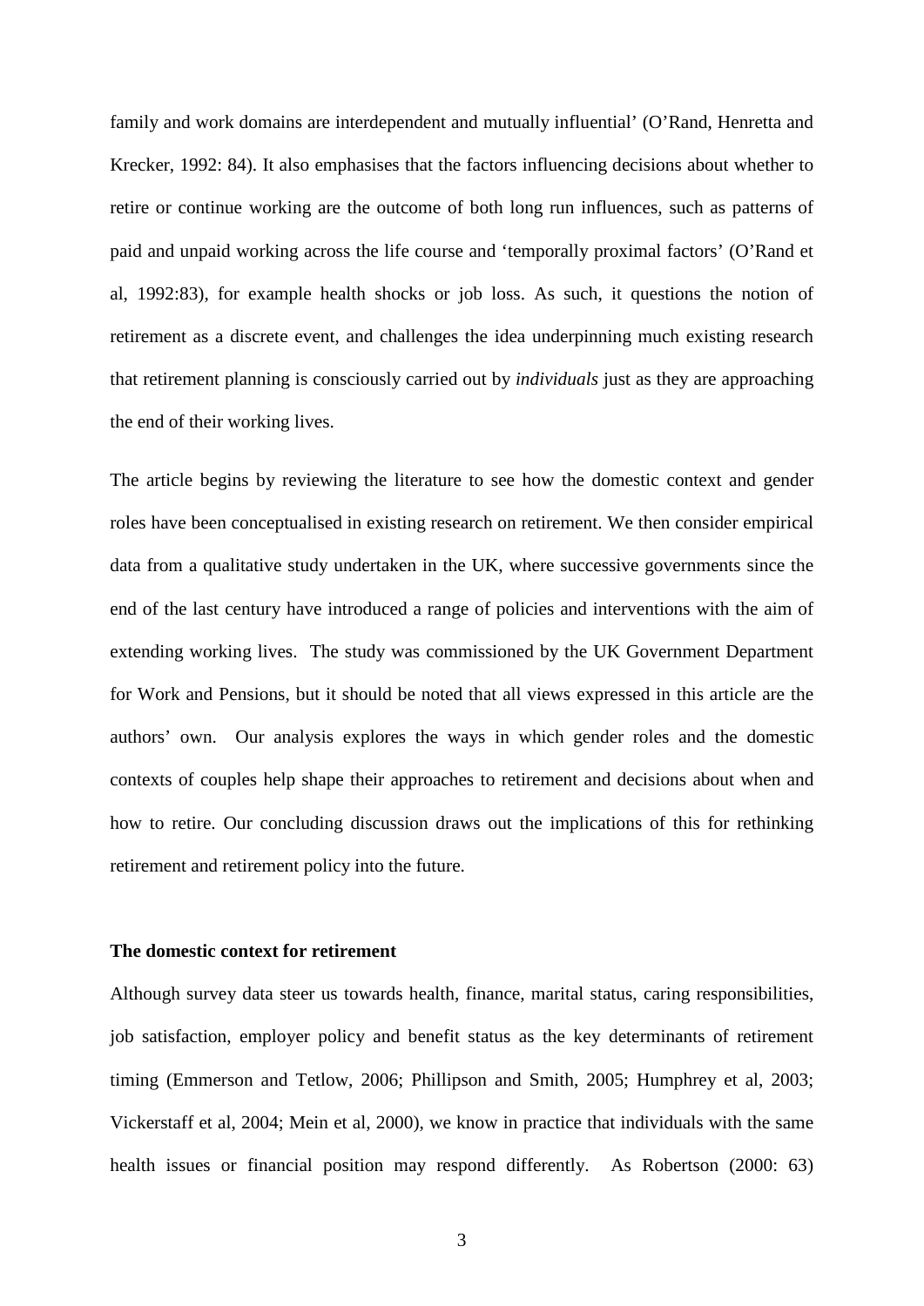family and work domains are interdependent and mutually influential' (O'Rand, Henretta and Krecker, 1992: 84). It also emphasises that the factors influencing decisions about whether to retire or continue working are the outcome of both long run influences, such as patterns of paid and unpaid working across the life course and 'temporally proximal factors' (O'Rand et al, 1992:83), for example health shocks or job loss. As such, it questions the notion of retirement as a discrete event, and challenges the idea underpinning much existing research that retirement planning is consciously carried out by *individuals* just as they are approaching the end of their working lives.

The article begins by reviewing the literature to see how the domestic context and gender roles have been conceptualised in existing research on retirement. We then consider empirical data from a qualitative study undertaken in the UK, where successive governments since the end of the last century have introduced a range of policies and interventions with the aim of extending working lives. The study was commissioned by the UK Government Department for Work and Pensions, but it should be noted that all views expressed in this article are the authors' own. Our analysis explores the ways in which gender roles and the domestic contexts of couples help shape their approaches to retirement and decisions about when and how to retire. Our concluding discussion draws out the implications of this for rethinking retirement and retirement policy into the future.

**The domestic context for retirement**

Although survey data steer us towards health, finance, marital status, caring responsibilities, job satisfaction, employer policy and benefit status as the key determinants of retirement timing (Emmerson and Tetlow, 2006; Phillipson and Smith, 2005; Humphrey et al, 2003; Vickerstaff et al, 2004; Mein et al, 2000), we know in practice that individuals with the same health issues or financial position may respond differently. As Robertson (2000: 63)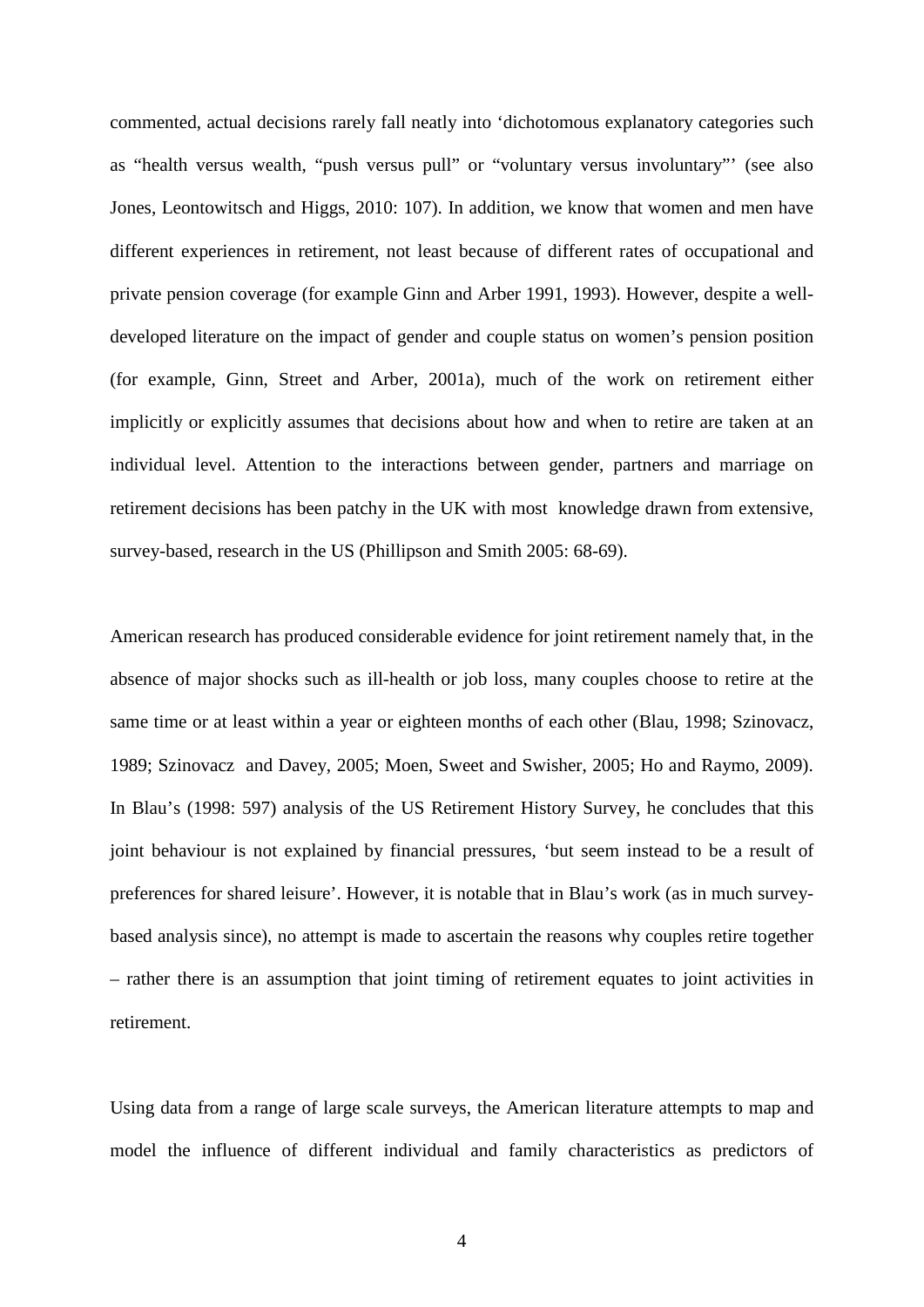commented, actual decisions rarely fall neatly into 'dichotomous explanatory categories such as "health versus wealth, "push versus pull" or "voluntary versus involuntary"' (see also Jones, Leontowitsch and Higgs, 2010: 107). In addition, we know that women and men have different experiences in retirement, not least because of different rates of occupational and private pension coverage (for example Ginn and Arber 1991, 1993). However, despite a well-developed literature on the impact of gender and couple status on women's pension position (for example, Ginn, Street and Arber, 2001a), much of the work on retirement either implicitly or explicitly assumes that decisions about how and when to retire are taken at an individual level. Attention to the interactions between gender, partners and marriage on retirement decisions has been patchy in the UK with most knowledge drawn from extensive, survey-based, research in the US (Phillipson and Smith 2005: 68-69).

American research has produced considerable evidence for joint retirement namely that, in the absence of major shocks such as ill-health or job loss, many couples choose to retire at the same time or at least within a year or eighteen months of each other (Blau, 1998; Szinovacz, 1989; Szinovacz and Davey, 2005; Moen, Sweet and Swisher, 2005; Ho and Raymo, 2009). In Blau's (1998: 597) analysis of the US Retirement History Survey, he concludes that this joint behaviour is not explained by financial pressures, 'but seem instead to be a result of preferences for shared leisure'. However, it is notable that in Blau's work (as in much survey-based analysis since), no attempt is made to ascertain the reasons why couples retire together – rather there is an assumption that joint timing of retirement equates to joint activities in retirement.

Using data from a range of large scale surveys, the American literature attempts to map and model the influence of different individual and family characteristics as predictors of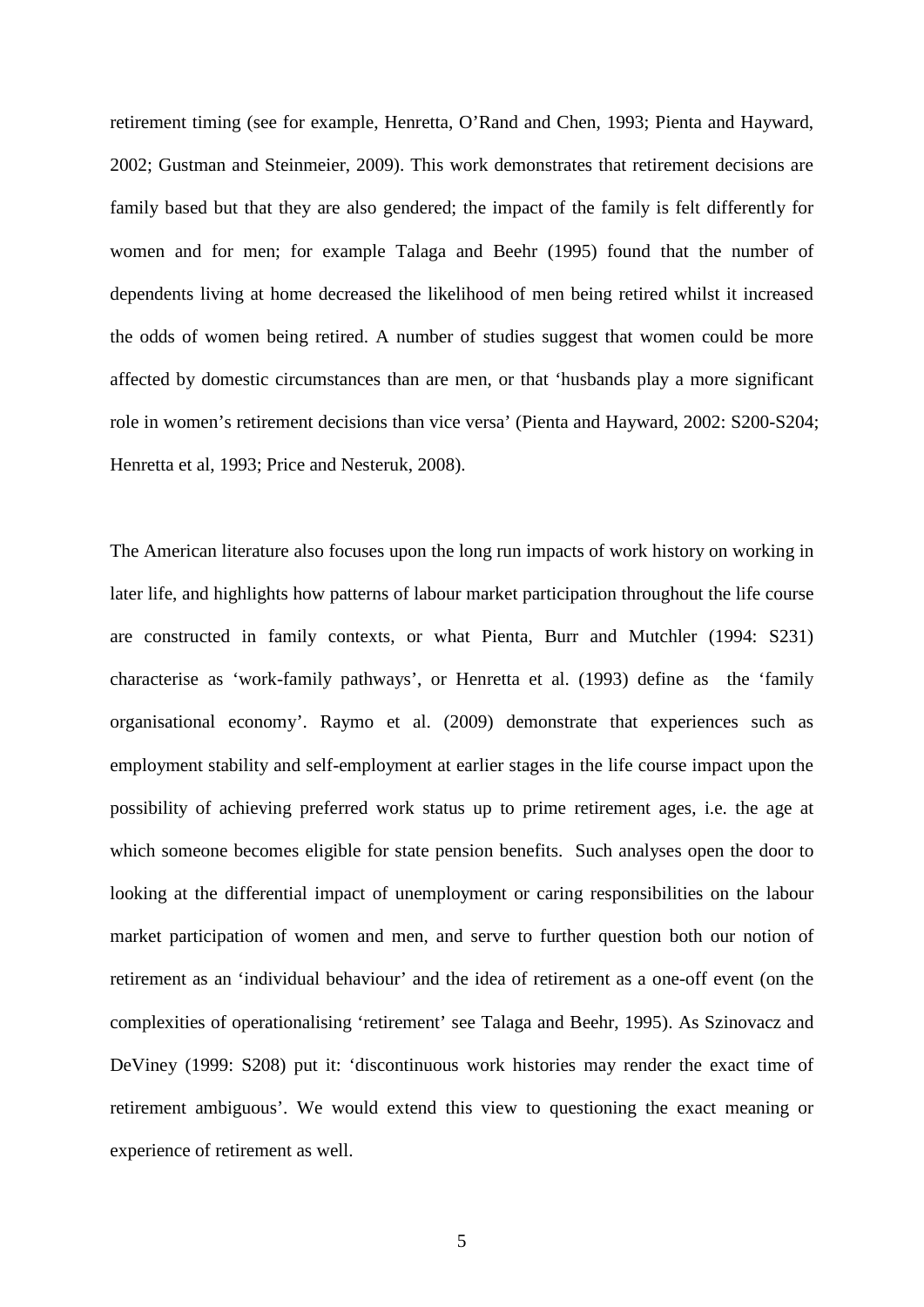retirement timing (see for example, Henretta, O'Rand and Chen, 1993; Pienta and Hayward, 2002; Gustman and Steinmeier, 2009). This work demonstrates that retirement decisions are family based but that they are also gendered; the impact of the family is felt differently for women and for men; for example Talaga and Beehr (1995) found that the number of dependents living at home decreased the likelihood of men being retired whilst it increased the odds of women being retired. A number of studies suggest that women could be more affected by domestic circumstances than are men, or that 'husbands play a more significant role in women's retirement decisions than vice versa' (Pienta and Hayward, 2002: S200-S204; Henretta et al, 1993; Price and Nesteruk, 2008).

The American literature also focuses upon the long run impacts of work history on working in later life, and highlights how patterns of labour market participation throughout the life course are constructed in family contexts, or what Pienta, Burr and Mutchler (1994: S231) characterise as 'work-family pathways', or Henretta et al. (1993) define as the 'family organisational economy'. Raymo et al. (2009) demonstrate that experiences such as employment stability and self-employment at earlier stages in the life course impact upon the possibility of achieving preferred work status up to prime retirement ages, i.e. the age at which someone becomes eligible for state pension benefits. Such analyses open the door to looking at the differential impact of unemployment or caring responsibilities on the labour market participation of women and men, and serve to further question both our notion of retirement as an 'individual behaviour' and the idea of retirement as a one-off event (on the complexities of operationalising 'retirement' see Talaga and Beehr, 1995). As Szinovacz and DeViney (1999: S208) put it: 'discontinuous work histories may render the exact time of retirement ambiguous'. We would extend this view to questioning the exact meaning or experience of retirement as well.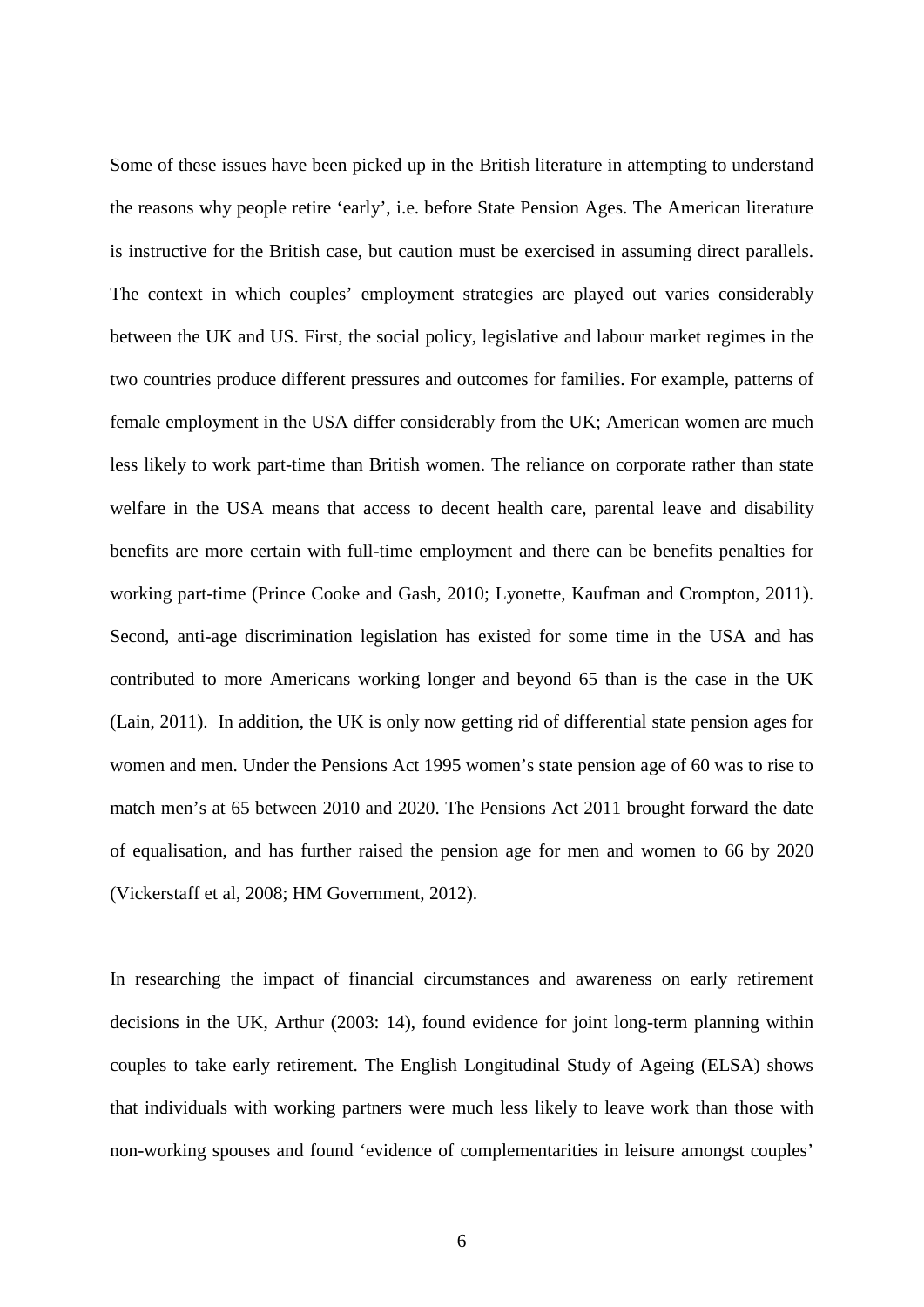Some of these issues have been picked up in the British literature in attempting to understand the reasons why people retire 'early', i.e. before State Pension Ages. The American literature is instructive for the British case, but caution must be exercised in assuming direct parallels. The context in which couples' employment strategies are played out varies considerably between the UK and US. First, the social policy, legislative and labour market regimes in the two countries produce different pressures and outcomes for families. For example, patterns of female employment in the USA differ considerably from the UK; American women are much less likely to work part-time than British women. The reliance on corporate rather than state welfare in the USA means that access to decent health care, parental leave and disability benefits are more certain with full-time employment and there can be benefits penalties for working part-time (Prince Cooke and Gash, 2010; Lyonette, Kaufman and Crompton, 2011). Second, anti-age discrimination legislation has existed for some time in the USA and has contributed to more Americans working longer and beyond 65 than is the case in the UK (Lain, 2011). In addition, the UK is only now getting rid of differential state pension ages for women and men. Under the Pensions Act 1995 women's state pension age of 60 was to rise to match men's at 65 between 2010 and 2020. The Pensions Act 2011 brought forward the date of equalisation, and has further raised the pension age for men and women to 66 by 2020 (Vickerstaff et al, 2008; HM Government, 2012).

In researching the impact of financial circumstances and awareness on early retirement decisions in the UK, Arthur (2003: 14), found evidence for joint long-term planning within couples to take early retirement. The English Longitudinal Study of Ageing (ELSA) shows that individuals with working partners were much less likely to leave work than those with non-working spouses and found 'evidence of complementarities in leisure amongst couples'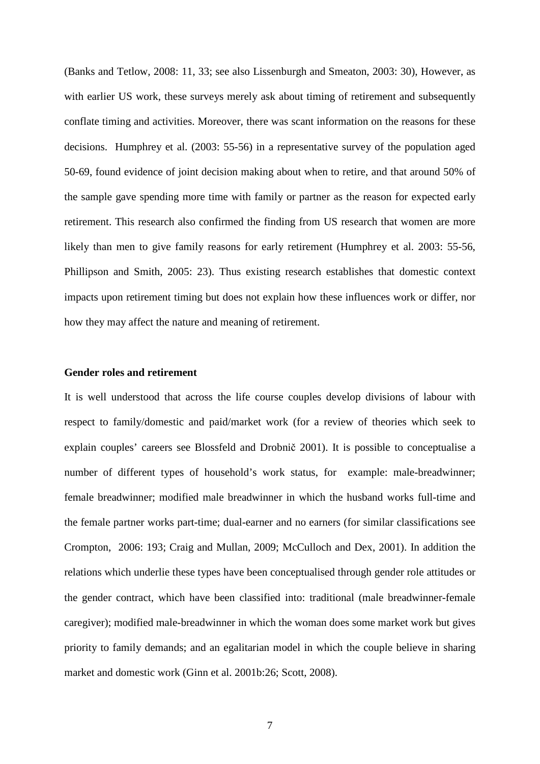(Banks and Tetlow, 2008: 11, 33; see also Lissenburgh and Smeaton, 2003: 30), However, as with earlier US work, these surveys merely ask about timing of retirement and subsequently conflate timing and activities. Moreover, there was scant information on the reasons for these decisions. Humphrey et al. (2003: 55-56) in a representative survey of the population aged 50-69, found evidence of joint decision making about when to retire, and that around 50% of the sample gave spending more time with family or partner as the reason for expected early retirement. This research also confirmed the finding from US research that women are more likely than men to give family reasons for early retirement (Humphrey et al. 2003: 55-56, Phillipson and Smith, 2005: 23). Thus existing research establishes that domestic context impacts upon retirement timing but does not explain how these influences work or differ, nor how they may affect the nature and meaning of retirement.

**Gender roles and retirement**

It is well understood that across the life course couples develop divisions of labour with respect to family/domestic and paid/market work (for a review of theories which seek to explain couples' careers see Blossfeld and Drobnič 2001). It is possible to conceptualise a number of different types of household's work status, for example: male-breadwinner; female breadwinner; modified male breadwinner in which the husband works full-time and the female partner works part-time; dual-earner and no earners (for similar classifications see Crompton, 2006: 193; Craig and Mullan, 2009; McCulloch and Dex, 2001). In addition the relations which underlie these types have been conceptualised through gender role attitudes or the gender contract, which have been classified into: traditional (male breadwinner-female caregiver); modified male-breadwinner in which the woman does some market work but gives priority to family demands; and an egalitarian model in which the couple believe in sharing market and domestic work (Ginn et al. 2001b:26; Scott, 2008).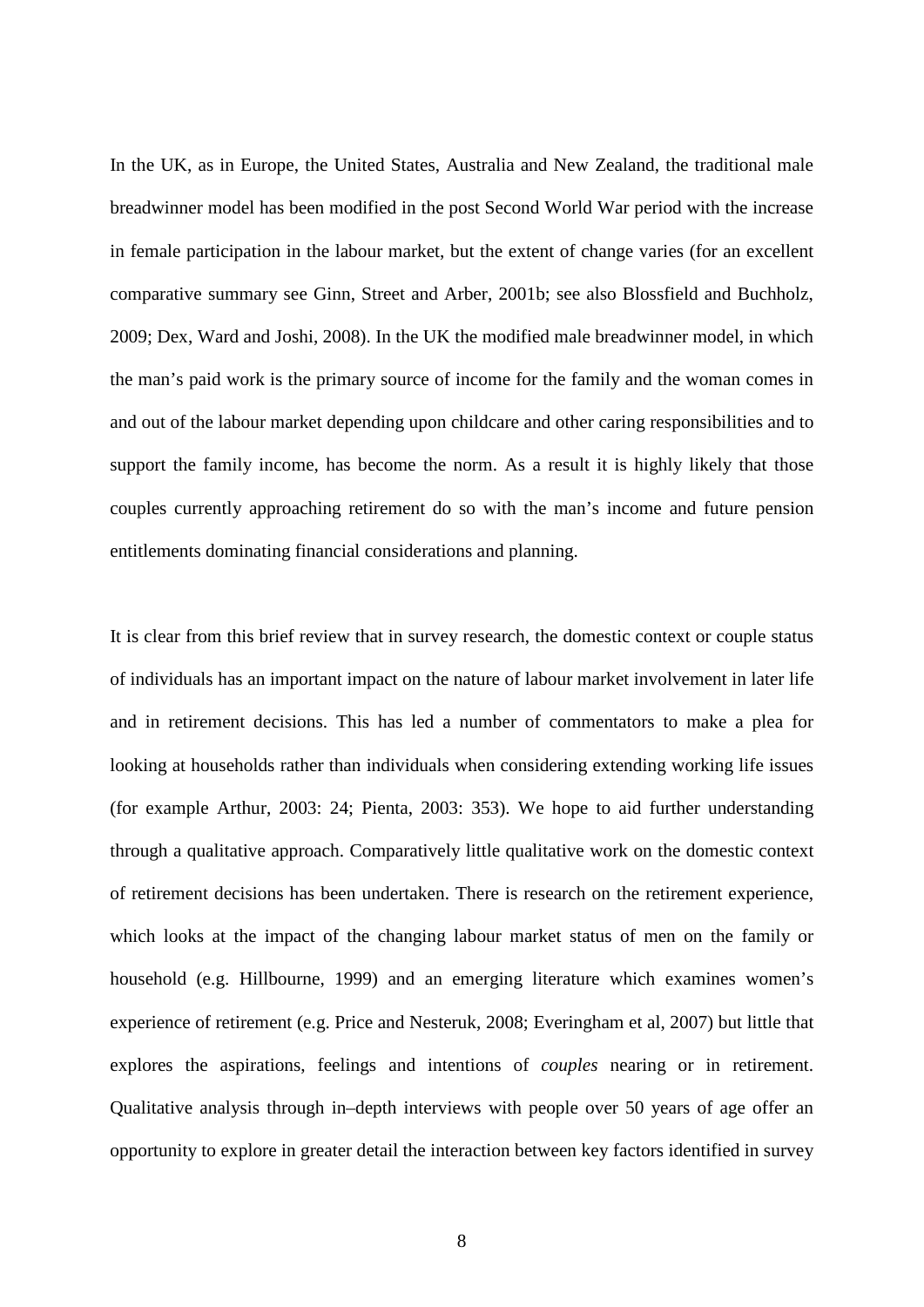In the UK, as in Europe, the United States, Australia and New Zealand, the traditional male breadwinner model has been modified in the post Second World War period with the increase in female participation in the labour market, but the extent of change varies (for an excellent comparative summary see Ginn, Street and Arber, 2001b; see also Blossfield and Buchholz, 2009; Dex, Ward and Joshi, 2008). In the UK the modified male breadwinner model, in which the man's paid work is the primary source of income for the family and the woman comes in and out of the labour market depending upon childcare and other caring responsibilities and to support the family income, has become the norm. As a result it is highly likely that those couples currently approaching retirement do so with the man's income and future pension entitlements dominating financial considerations and planning.

It is clear from this brief review that in survey research, the domestic context or couple status of individuals has an important impact on the nature of labour market involvement in later life and in retirement decisions. This has led a number of commentators to make a plea for looking at households rather than individuals when considering extending working life issues (for example Arthur, 2003: 24; Pienta, 2003: 353). We hope to aid further understanding through a qualitative approach. Comparatively little qualitative work on the domestic context of retirement decisions has been undertaken. There is research on the retirement experience, which looks at the impact of the changing labour market status of men on the family or household (e.g. Hillbourne, 1999) and an emerging literature which examines women's experience of retirement (e.g. Price and Nesteruk, 2008; Everingham et al, 2007) but little that explores the aspirations, feelings and intentions of *couples* nearing or in retirement. Qualitative analysis through in–depth interviews with people over 50 years of age offer an opportunity to explore in greater detail the interaction between key factors identified in survey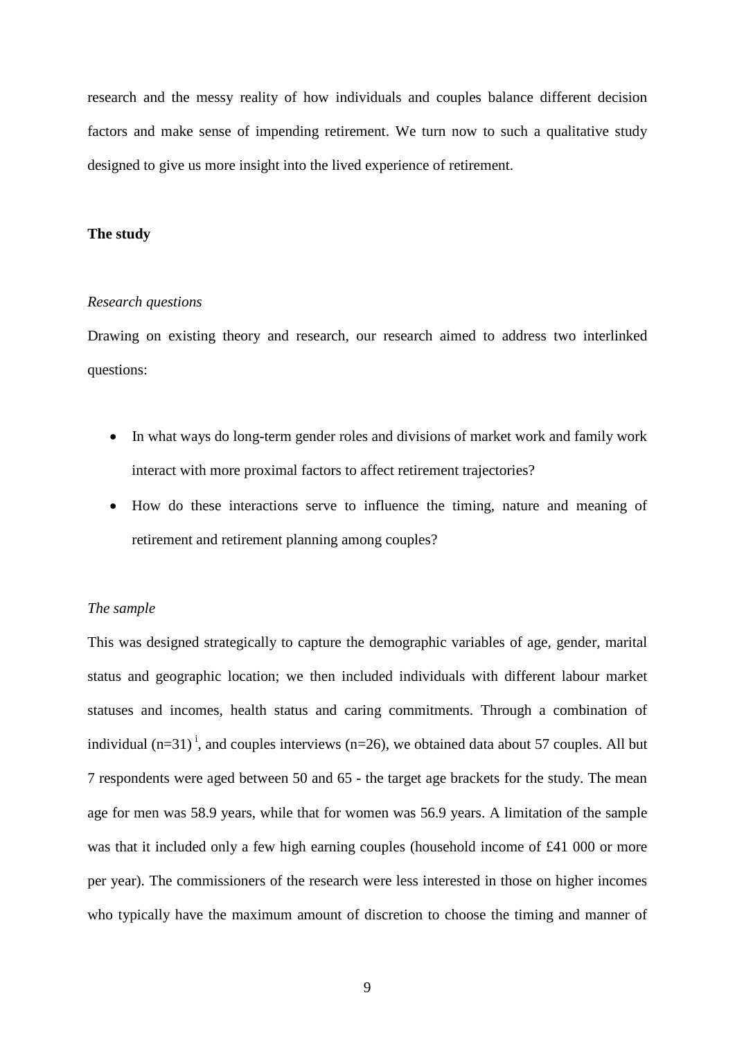research and the messy reality of how individuals and couples balance different decision factors and make sense of impending retirement. We turn now to such a qualitative study designed to give us more insight into the lived experience of retirement.

## The study

*Research questions*

Drawing on existing theory and research, our research aimed to address two interlinked questions:

- In what ways do long-term gender roles and divisions of market work and family work interact with more proximal factors to affect retirement trajectories?
- How do these interactions serve to influence the timing, nature and meaning of retirement and retirement planning among couples?

*The sample*

This was designed strategically to capture the demographic variables of age, gender, marital status and geographic location; we then included individuals with different labour market statuses and incomes, health status and caring commitments. Through a combination of individual (n=31) [i], and couples interviews (n=26), we obtained data about 57 couples. All but 7 respondents were aged between 50 and 65 - the target age brackets for the study. The mean age for men was 58.9 years, while that for women was 56.9 years. A limitation of the sample was that it included only a few high earning couples (household income of £41 000 or more per year). The commissioners of the research were less interested in those on higher incomes who typically have the maximum amount of discretion to choose the timing and manner of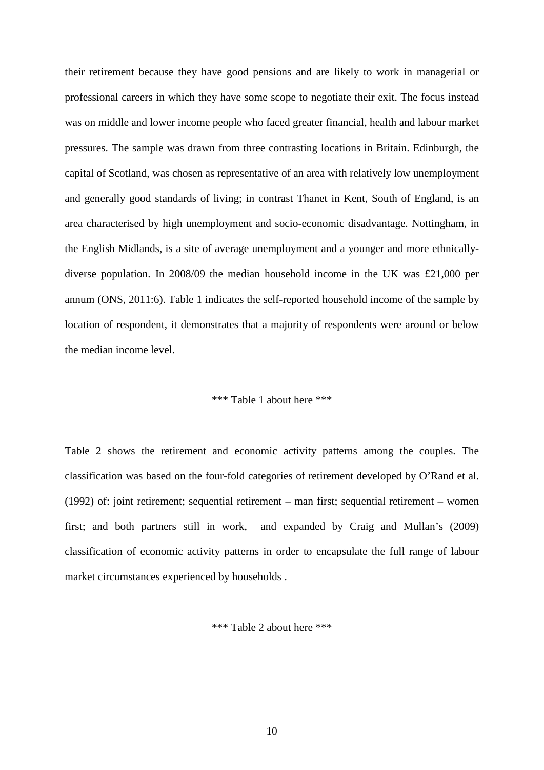their retirement because they have good pensions and are likely to work in managerial or professional careers in which they have some scope to negotiate their exit. The focus instead was on middle and lower income people who faced greater financial, health and labour market pressures. The sample was drawn from three contrasting locations in Britain. Edinburgh, the capital of Scotland, was chosen as representative of an area with relatively low unemployment and generally good standards of living; in contrast Thanet in Kent, South of England, is an area characterised by high unemployment and socio-economic disadvantage. Nottingham, in the English Midlands, is a site of average unemployment and a younger and more ethnically-diverse population. In 2008/09 the median household income in the UK was £21,000 per annum (ONS, 2011:6). Table 1 indicates the self-reported household income of the sample by location of respondent, it demonstrates that a majority of respondents were around or below the median income level.

*** Table 1 about here ***

Table 2 shows the retirement and economic activity patterns among the couples. The classification was based on the four-fold categories of retirement developed by O'Rand et al. (1992) of: joint retirement; sequential retirement – man first; sequential retirement – women first; and both partners still in work, and expanded by Craig and Mullan's (2009) classification of economic activity patterns in order to encapsulate the full range of labour market circumstances experienced by households .

*** Table 2 about here ***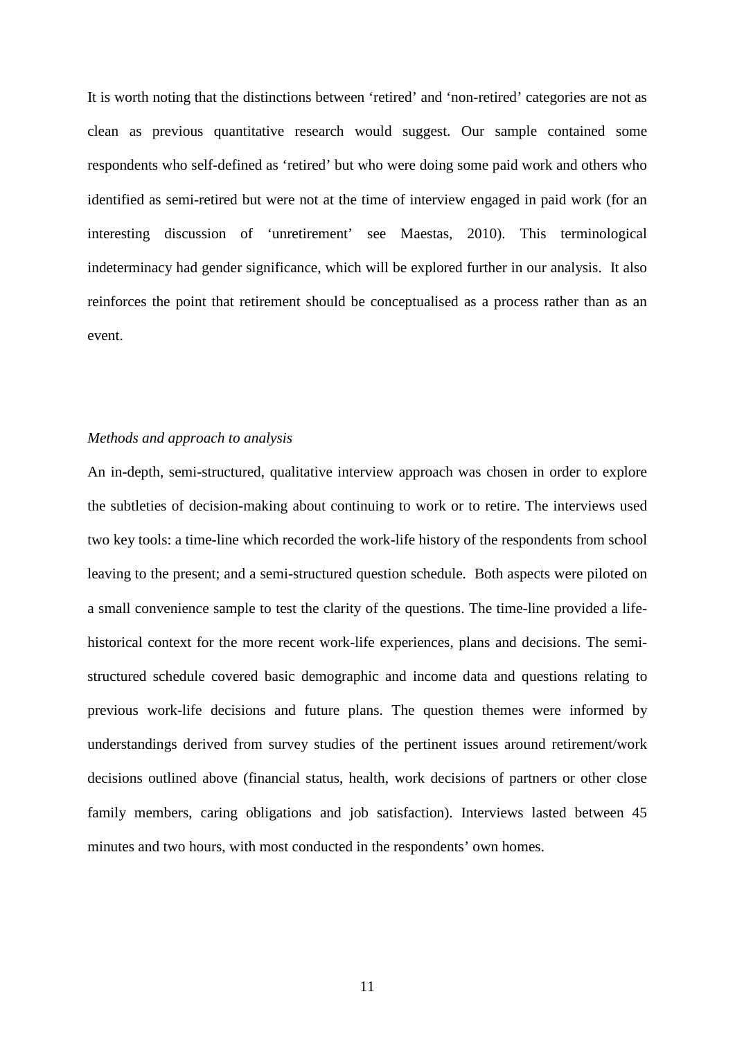It is worth noting that the distinctions between 'retired' and 'non-retired' categories are not as clean as previous quantitative research would suggest. Our sample contained some respondents who self-defined as 'retired' but who were doing some paid work and others who identified as semi-retired but were not at the time of interview engaged in paid work (for an interesting discussion of 'unretirement' see Maestas, 2010). This terminological indeterminacy had gender significance, which will be explored further in our analysis. It also reinforces the point that retirement should be conceptualised as a process rather than as an event.

*Methods and approach to analysis*

An in-depth, semi-structured, qualitative interview approach was chosen in order to explore the subtleties of decision-making about continuing to work or to retire. The interviews used two key tools: a time-line which recorded the work-life history of the respondents from school leaving to the present; and a semi-structured question schedule. Both aspects were piloted on a small convenience sample to test the clarity of the questions. The time-line provided a life-historical context for the more recent work-life experiences, plans and decisions. The semi-structured schedule covered basic demographic and income data and questions relating to previous work-life decisions and future plans. The question themes were informed by understandings derived from survey studies of the pertinent issues around retirement/work decisions outlined above (financial status, health, work decisions of partners or other close family members, caring obligations and job satisfaction). Interviews lasted between 45 minutes and two hours, with most conducted in the respondents' own homes.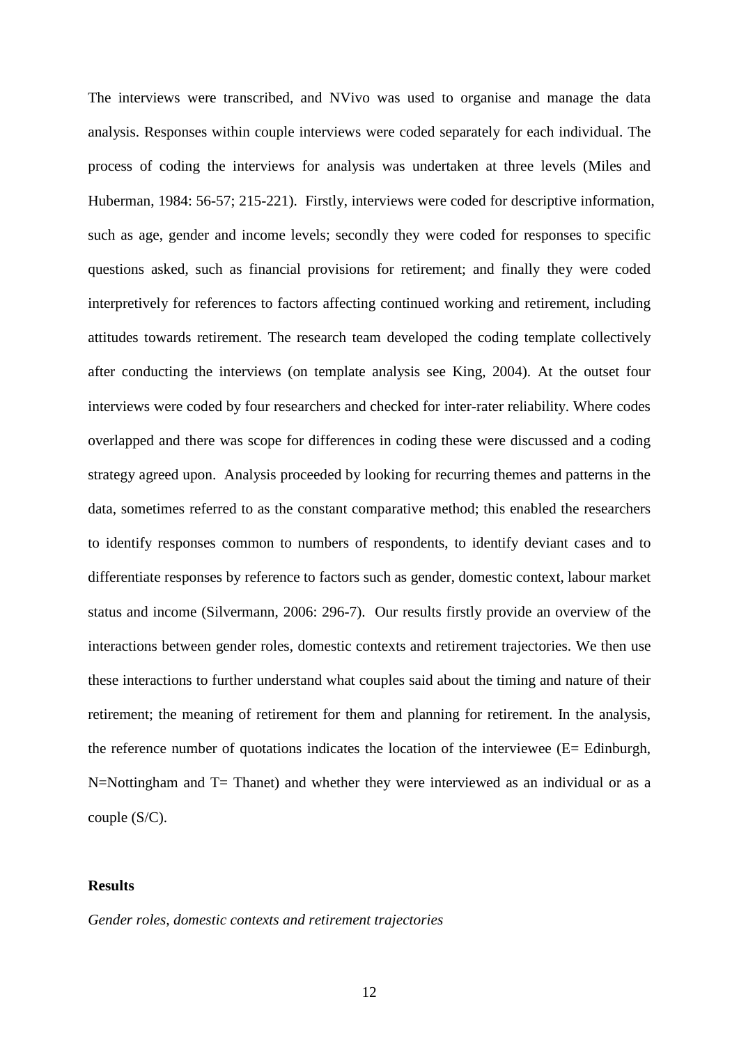The interviews were transcribed, and NVivo was used to organise and manage the data analysis. Responses within couple interviews were coded separately for each individual. The process of coding the interviews for analysis was undertaken at three levels (Miles and Huberman, 1984: 56-57; 215-221). Firstly, interviews were coded for descriptive information, such as age, gender and income levels; secondly they were coded for responses to specific questions asked, such as financial provisions for retirement; and finally they were coded interpretively for references to factors affecting continued working and retirement, including attitudes towards retirement. The research team developed the coding template collectively after conducting the interviews (on template analysis see King, 2004). At the outset four interviews were coded by four researchers and checked for inter-rater reliability. Where codes overlapped and there was scope for differences in coding these were discussed and a coding strategy agreed upon. Analysis proceeded by looking for recurring themes and patterns in the data, sometimes referred to as the constant comparative method; this enabled the researchers to identify responses common to numbers of respondents, to identify deviant cases and to differentiate responses by reference to factors such as gender, domestic context, labour market status and income (Silvermann, 2006: 296-7). Our results firstly provide an overview of the interactions between gender roles, domestic contexts and retirement trajectories. We then use these interactions to further understand what couples said about the timing and nature of their retirement; the meaning of retirement for them and planning for retirement. In the analysis, the reference number of quotations indicates the location of the interviewee (E= Edinburgh, N=Nottingham and T= Thanet) and whether they were interviewed as an individual or as a couple (S/C).

## Results

*Gender roles, domestic contexts and retirement trajectories*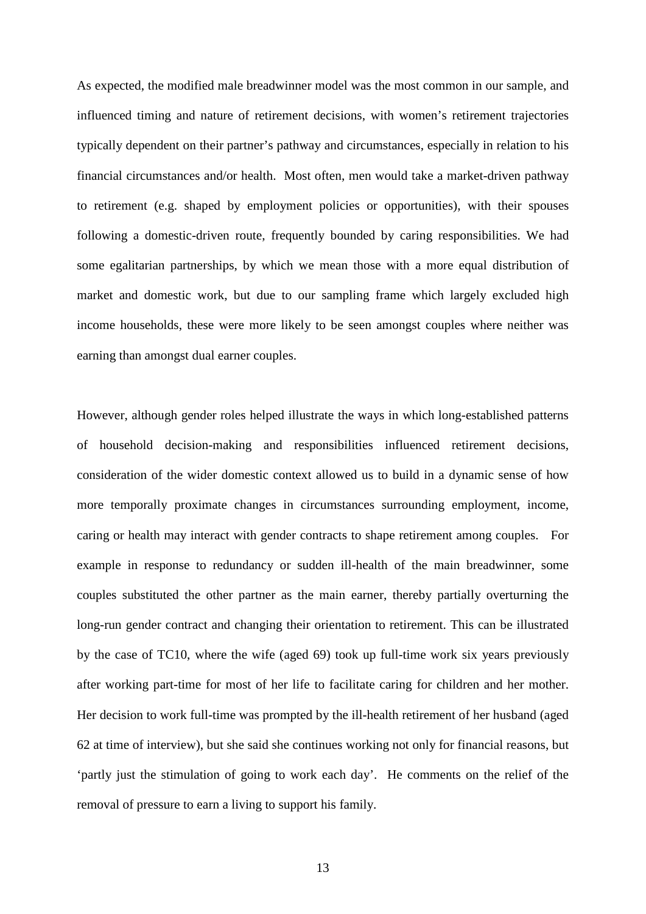As expected, the modified male breadwinner model was the most common in our sample, and influenced timing and nature of retirement decisions, with women's retirement trajectories typically dependent on their partner's pathway and circumstances, especially in relation to his financial circumstances and/or health. Most often, men would take a market-driven pathway to retirement (e.g. shaped by employment policies or opportunities), with their spouses following a domestic-driven route, frequently bounded by caring responsibilities. We had some egalitarian partnerships, by which we mean those with a more equal distribution of market and domestic work, but due to our sampling frame which largely excluded high income households, these were more likely to be seen amongst couples where neither was earning than amongst dual earner couples.

However, although gender roles helped illustrate the ways in which long-established patterns of household decision-making and responsibilities influenced retirement decisions, consideration of the wider domestic context allowed us to build in a dynamic sense of how more temporally proximate changes in circumstances surrounding employment, income, caring or health may interact with gender contracts to shape retirement among couples. For example in response to redundancy or sudden ill-health of the main breadwinner, some couples substituted the other partner as the main earner, thereby partially overturning the long-run gender contract and changing their orientation to retirement. This can be illustrated by the case of TC10, where the wife (aged 69) took up full-time work six years previously after working part-time for most of her life to facilitate caring for children and her mother. Her decision to work full-time was prompted by the ill-health retirement of her husband (aged 62 at time of interview), but she said she continues working not only for financial reasons, but 'partly just the stimulation of going to work each day'. He comments on the relief of the removal of pressure to earn a living to support his family.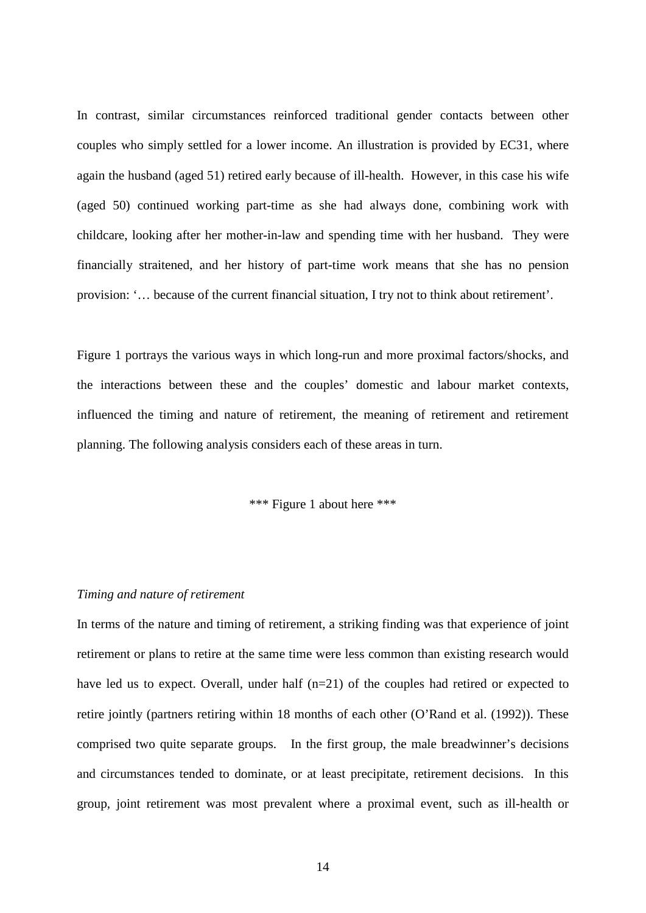In contrast, similar circumstances reinforced traditional gender contacts between other couples who simply settled for a lower income. An illustration is provided by EC31, where again the husband (aged 51) retired early because of ill-health. However, in this case his wife (aged 50) continued working part-time as she had always done, combining work with childcare, looking after her mother-in-law and spending time with her husband. They were financially straitened, and her history of part-time work means that she has no pension provision: '… because of the current financial situation, I try not to think about retirement'.

Figure 1 portrays the various ways in which long-run and more proximal factors/shocks, and the interactions between these and the couples' domestic and labour market contexts, influenced the timing and nature of retirement, the meaning of retirement and retirement planning. The following analysis considers each of these areas in turn.

*** Figure 1 about here ***

*Timing and nature of retirement*

In terms of the nature and timing of retirement, a striking finding was that experience of joint retirement or plans to retire at the same time were less common than existing research would have led us to expect. Overall, under half (n=21) of the couples had retired or expected to retire jointly (partners retiring within 18 months of each other (O'Rand et al. (1992)). These comprised two quite separate groups. In the first group, the male breadwinner's decisions and circumstances tended to dominate, or at least precipitate, retirement decisions. In this group, joint retirement was most prevalent where a proximal event, such as ill-health or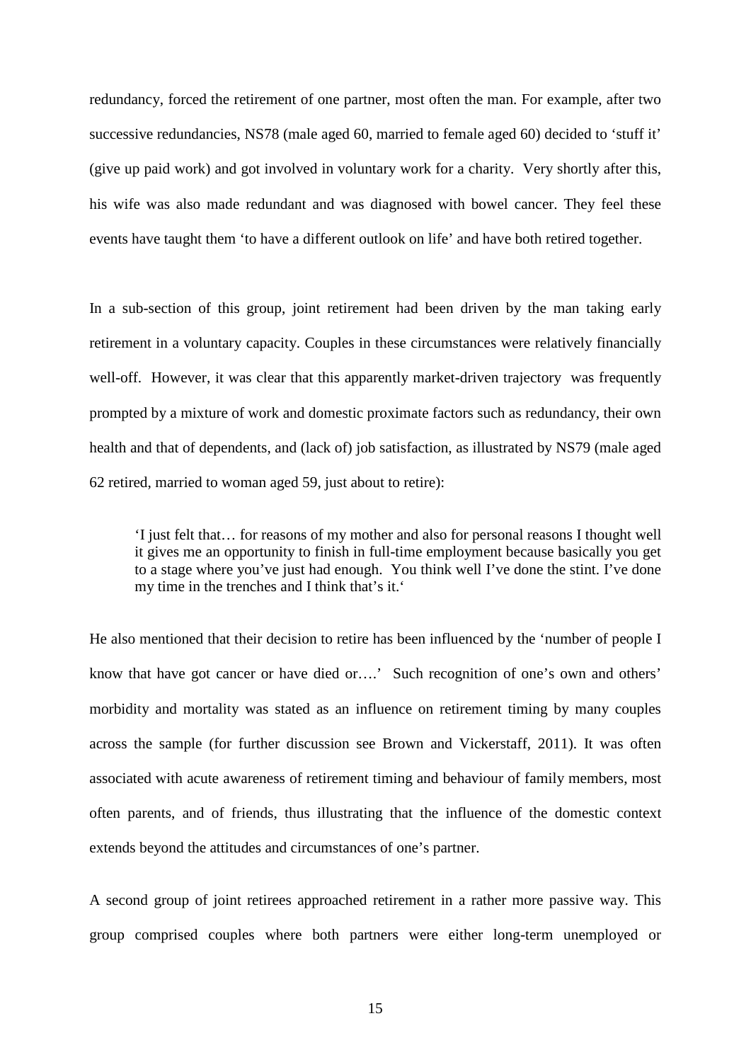redundancy, forced the retirement of one partner, most often the man. For example, after two successive redundancies, NS78 (male aged 60, married to female aged 60) decided to 'stuff it' (give up paid work) and got involved in voluntary work for a charity. Very shortly after this, his wife was also made redundant and was diagnosed with bowel cancer. They feel these events have taught them 'to have a different outlook on life' and have both retired together.

In a sub-section of this group, joint retirement had been driven by the man taking early retirement in a voluntary capacity. Couples in these circumstances were relatively financially well-off. However, it was clear that this apparently market-driven trajectory was frequently prompted by a mixture of work and domestic proximate factors such as redundancy, their own health and that of dependents, and (lack of) job satisfaction, as illustrated by NS79 (male aged 62 retired, married to woman aged 59, just about to retire):

> 'I just felt that… for reasons of my mother and also for personal reasons I thought well it gives me an opportunity to finish in full-time employment because basically you get to a stage where you've just had enough. You think well I've done the stint. I've done my time in the trenches and I think that's it.'

He also mentioned that their decision to retire has been influenced by the 'number of people I know that have got cancer or have died or….' Such recognition of one's own and others' morbidity and mortality was stated as an influence on retirement timing by many couples across the sample (for further discussion see Brown and Vickerstaff, 2011). It was often associated with acute awareness of retirement timing and behaviour of family members, most often parents, and of friends, thus illustrating that the influence of the domestic context extends beyond the attitudes and circumstances of one's partner.

A second group of joint retirees approached retirement in a rather more passive way. This group comprised couples where both partners were either long-term unemployed or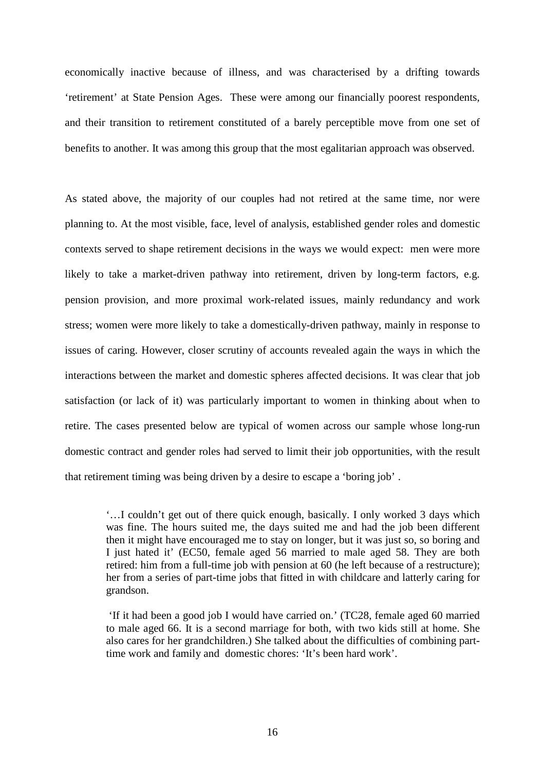economically inactive because of illness, and was characterised by a drifting towards 'retirement' at State Pension Ages. These were among our financially poorest respondents, and their transition to retirement constituted of a barely perceptible move from one set of benefits to another. It was among this group that the most egalitarian approach was observed.

As stated above, the majority of our couples had not retired at the same time, nor were planning to. At the most visible, face, level of analysis, established gender roles and domestic contexts served to shape retirement decisions in the ways we would expect: men were more likely to take a market-driven pathway into retirement, driven by long-term factors, e.g. pension provision, and more proximal work-related issues, mainly redundancy and work stress; women were more likely to take a domestically-driven pathway, mainly in response to issues of caring. However, closer scrutiny of accounts revealed again the ways in which the interactions between the market and domestic spheres affected decisions. It was clear that job satisfaction (or lack of it) was particularly important to women in thinking about when to retire. The cases presented below are typical of women across our sample whose long-run domestic contract and gender roles had served to limit their job opportunities, with the result that retirement timing was being driven by a desire to escape a 'boring job' .

> '…I couldn't get out of there quick enough, basically. I only worked 3 days which was fine. The hours suited me, the days suited me and had the job been different then it might have encouraged me to stay on longer, but it was just so, so boring and I just hated it' (EC50, female aged 56 married to male aged 58. They are both retired: him from a full-time job with pension at 60 (he left because of a restructure); her from a series of part-time jobs that fitted in with childcare and latterly caring for grandson.
>
> 'If it had been a good job I would have carried on.' (TC28, female aged 60 married to male aged 66. It is a second marriage for both, with two kids still at home. She also cares for her grandchildren.) She talked about the difficulties of combining part-time work and family and domestic chores: 'It's been hard work'.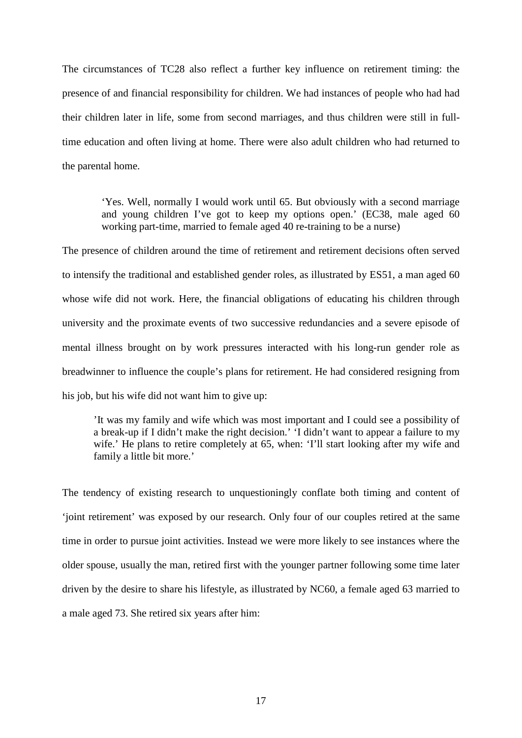The circumstances of TC28 also reflect a further key influence on retirement timing: the presence of and financial responsibility for children. We had instances of people who had had their children later in life, some from second marriages, and thus children were still in full-time education and often living at home. There were also adult children who had returned to the parental home.

> 'Yes. Well, normally I would work until 65. But obviously with a second marriage and young children I've got to keep my options open.' (EC38, male aged 60 working part-time, married to female aged 40 re-training to be a nurse)

The presence of children around the time of retirement and retirement decisions often served to intensify the traditional and established gender roles, as illustrated by ES51, a man aged 60 whose wife did not work. Here, the financial obligations of educating his children through university and the proximate events of two successive redundancies and a severe episode of mental illness brought on by work pressures interacted with his long-run gender role as breadwinner to influence the couple's plans for retirement. He had considered resigning from his job, but his wife did not want him to give up:

> 'It was my family and wife which was most important and I could see a possibility of a break-up if I didn't make the right decision.' 'I didn't want to appear a failure to my wife.' He plans to retire completely at 65, when: 'I'll start looking after my wife and family a little bit more.'

The tendency of existing research to unquestioningly conflate both timing and content of 'joint retirement' was exposed by our research. Only four of our couples retired at the same time in order to pursue joint activities. Instead we were more likely to see instances where the older spouse, usually the man, retired first with the younger partner following some time later driven by the desire to share his lifestyle, as illustrated by NC60, a female aged 63 married to a male aged 73. She retired six years after him: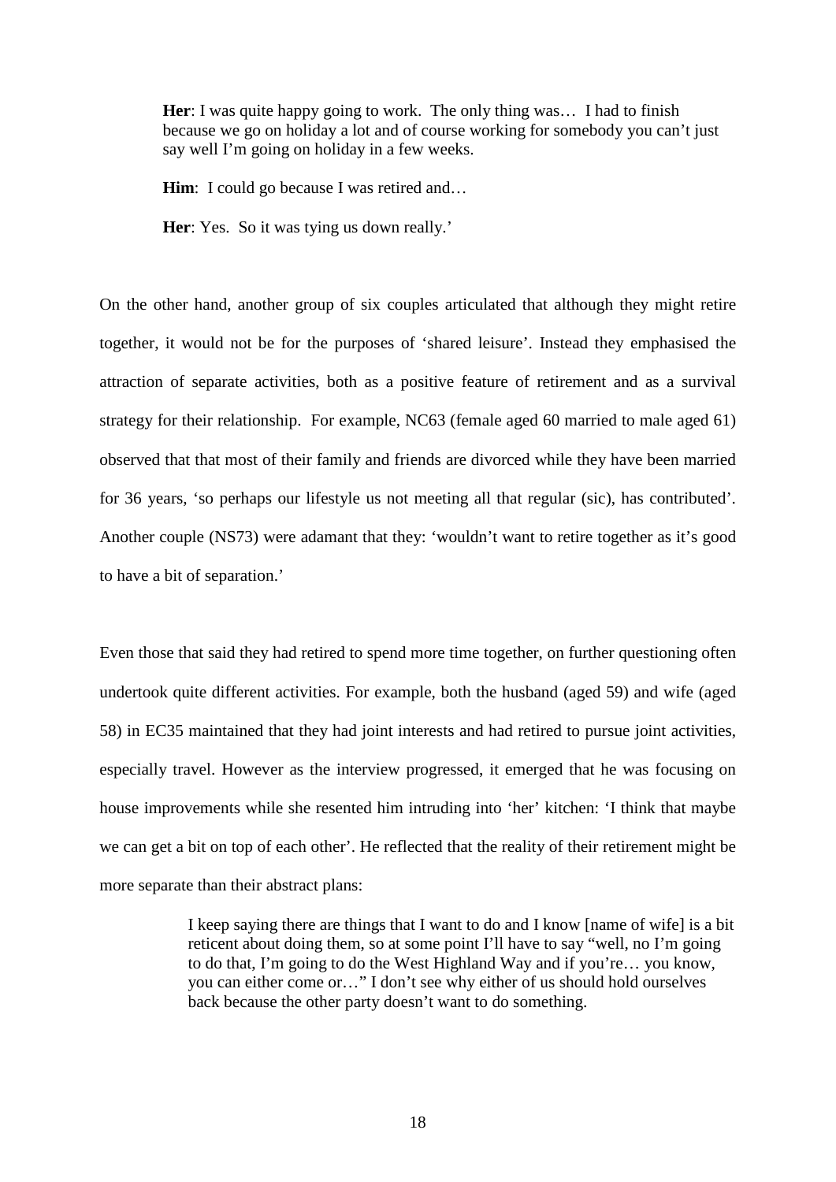> **Her**: I was quite happy going to work. The only thing was… I had to finish because we go on holiday a lot and of course working for somebody you can't just say well I'm going on holiday in a few weeks.
>
> **Him**: I could go because I was retired and…
>
> **Her**: Yes. So it was tying us down really.'

On the other hand, another group of six couples articulated that although they might retire together, it would not be for the purposes of 'shared leisure'. Instead they emphasised the attraction of separate activities, both as a positive feature of retirement and as a survival strategy for their relationship. For example, NC63 (female aged 60 married to male aged 61) observed that that most of their family and friends are divorced while they have been married for 36 years, 'so perhaps our lifestyle us not meeting all that regular (sic), has contributed'. Another couple (NS73) were adamant that they: 'wouldn't want to retire together as it's good to have a bit of separation.'

Even those that said they had retired to spend more time together, on further questioning often undertook quite different activities. For example, both the husband (aged 59) and wife (aged 58) in EC35 maintained that they had joint interests and had retired to pursue joint activities, especially travel. However as the interview progressed, it emerged that he was focusing on house improvements while she resented him intruding into 'her' kitchen: 'I think that maybe we can get a bit on top of each other'. He reflected that the reality of their retirement might be more separate than their abstract plans:

> I keep saying there are things that I want to do and I know [name of wife] is a bit reticent about doing them, so at some point I'll have to say "well, no I'm going to do that, I'm going to do the West Highland Way and if you're… you know, you can either come or…" I don't see why either of us should hold ourselves back because the other party doesn't want to do something.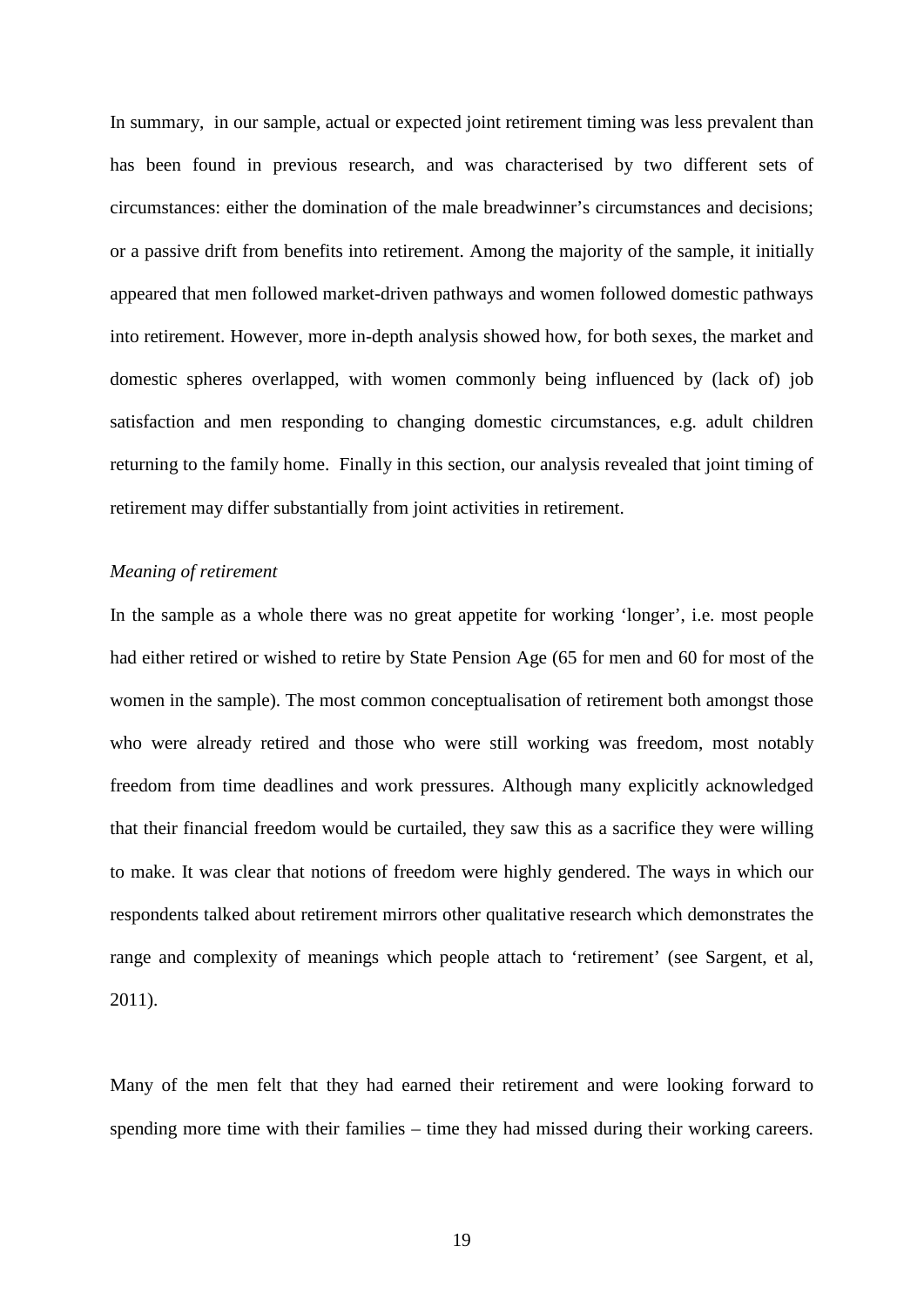In summary, in our sample, actual or expected joint retirement timing was less prevalent than has been found in previous research, and was characterised by two different sets of circumstances: either the domination of the male breadwinner's circumstances and decisions; or a passive drift from benefits into retirement. Among the majority of the sample, it initially appeared that men followed market-driven pathways and women followed domestic pathways into retirement. However, more in-depth analysis showed how, for both sexes, the market and domestic spheres overlapped, with women commonly being influenced by (lack of) job satisfaction and men responding to changing domestic circumstances, e.g. adult children returning to the family home. Finally in this section, our analysis revealed that joint timing of retirement may differ substantially from joint activities in retirement.

*Meaning of retirement*

In the sample as a whole there was no great appetite for working 'longer', i.e. most people had either retired or wished to retire by State Pension Age (65 for men and 60 for most of the women in the sample). The most common conceptualisation of retirement both amongst those who were already retired and those who were still working was freedom, most notably freedom from time deadlines and work pressures. Although many explicitly acknowledged that their financial freedom would be curtailed, they saw this as a sacrifice they were willing to make. It was clear that notions of freedom were highly gendered. The ways in which our respondents talked about retirement mirrors other qualitative research which demonstrates the range and complexity of meanings which people attach to 'retirement' (see Sargent, et al, 2011).

Many of the men felt that they had earned their retirement and were looking forward to spending more time with their families – time they had missed during their working careers.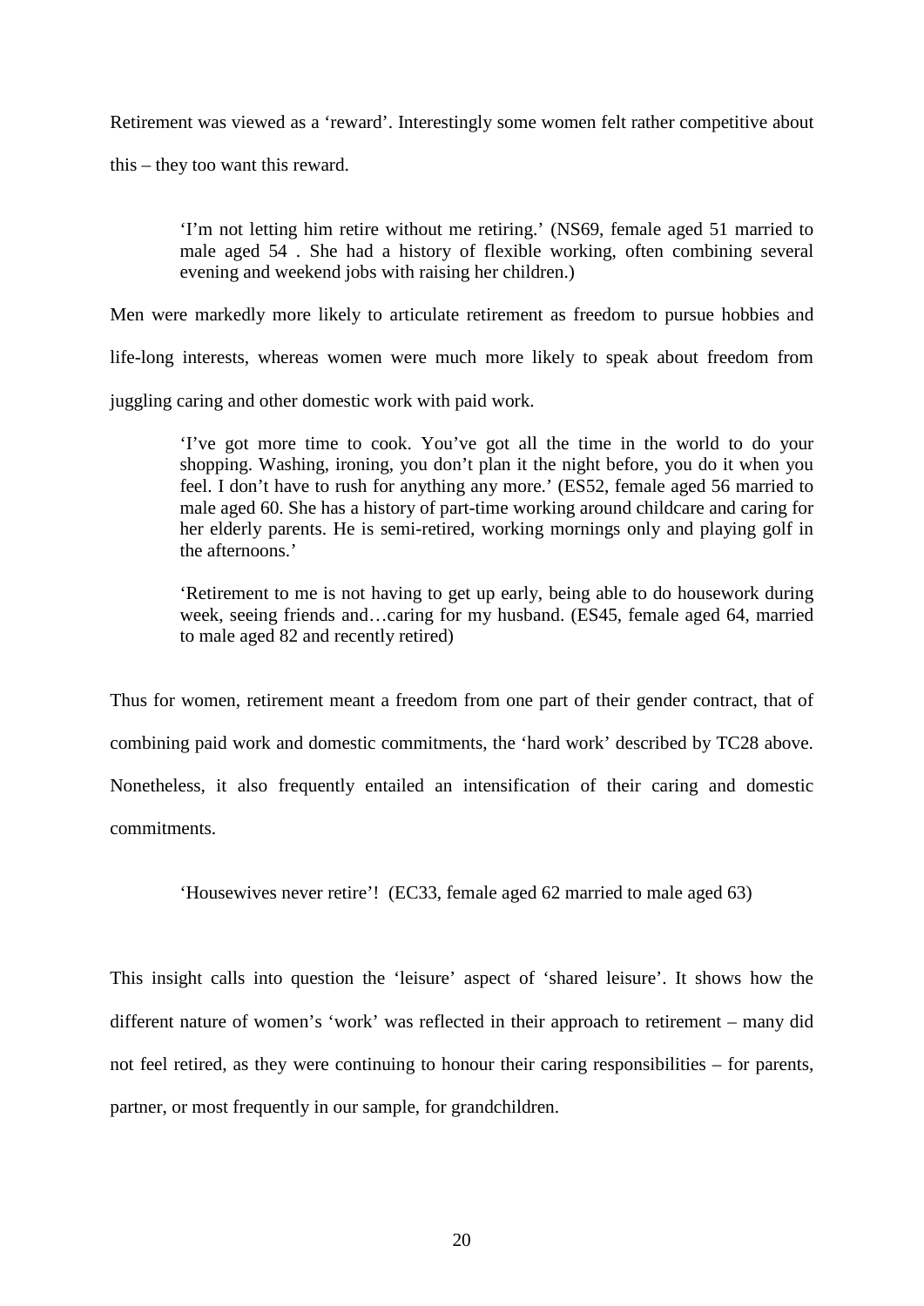Retirement was viewed as a 'reward'. Interestingly some women felt rather competitive about this – they too want this reward.

> 'I'm not letting him retire without me retiring.' (NS69, female aged 51 married to male aged 54 . She had a history of flexible working, often combining several evening and weekend jobs with raising her children.)

Men were markedly more likely to articulate retirement as freedom to pursue hobbies and life-long interests, whereas women were much more likely to speak about freedom from juggling caring and other domestic work with paid work.

> 'I've got more time to cook. You've got all the time in the world to do your shopping. Washing, ironing, you don't plan it the night before, you do it when you feel. I don't have to rush for anything any more.' (ES52, female aged 56 married to male aged 60. She has a history of part-time working around childcare and caring for her elderly parents. He is semi-retired, working mornings only and playing golf in the afternoons.'

> 'Retirement to me is not having to get up early, being able to do housework during week, seeing friends and…caring for my husband. (ES45, female aged 64, married to male aged 82 and recently retired)

Thus for women, retirement meant a freedom from one part of their gender contract, that of combining paid work and domestic commitments, the 'hard work' described by TC28 above. Nonetheless, it also frequently entailed an intensification of their caring and domestic commitments.

> 'Housewives never retire'! (EC33, female aged 62 married to male aged 63)

This insight calls into question the 'leisure' aspect of 'shared leisure'. It shows how the different nature of women's 'work' was reflected in their approach to retirement – many did not feel retired, as they were continuing to honour their caring responsibilities – for parents, partner, or most frequently in our sample, for grandchildren.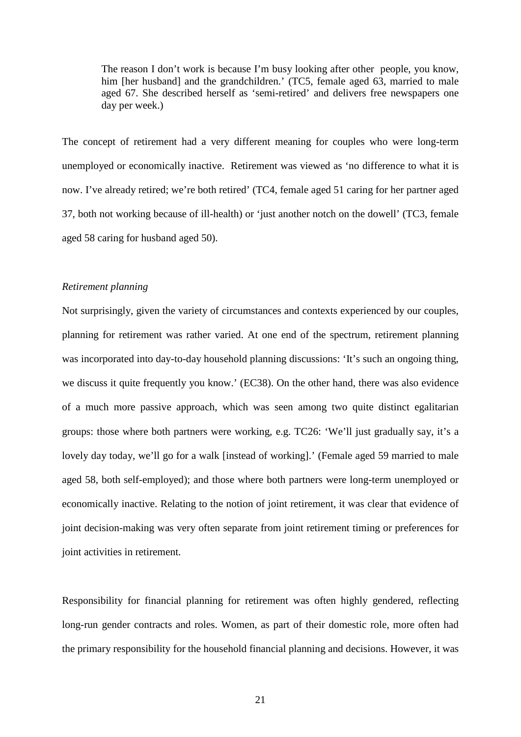> The reason I don't work is because I'm busy looking after other people, you know, him [her husband] and the grandchildren.' (TC5, female aged 63, married to male aged 67. She described herself as 'semi-retired' and delivers free newspapers one day per week.)

The concept of retirement had a very different meaning for couples who were long-term unemployed or economically inactive. Retirement was viewed as 'no difference to what it is now. I've already retired; we're both retired' (TC4, female aged 51 caring for her partner aged 37, both not working because of ill-health) or 'just another notch on the dowell' (TC3, female aged 58 caring for husband aged 50).

*Retirement planning*

Not surprisingly, given the variety of circumstances and contexts experienced by our couples, planning for retirement was rather varied. At one end of the spectrum, retirement planning was incorporated into day-to-day household planning discussions: 'It's such an ongoing thing, we discuss it quite frequently you know.' (EC38). On the other hand, there was also evidence of a much more passive approach, which was seen among two quite distinct egalitarian groups: those where both partners were working, e.g. TC26: 'We'll just gradually say, it's a lovely day today, we'll go for a walk [instead of working].' (Female aged 59 married to male aged 58, both self-employed); and those where both partners were long-term unemployed or economically inactive. Relating to the notion of joint retirement, it was clear that evidence of joint decision-making was very often separate from joint retirement timing or preferences for joint activities in retirement.

Responsibility for financial planning for retirement was often highly gendered, reflecting long-run gender contracts and roles. Women, as part of their domestic role, more often had the primary responsibility for the household financial planning and decisions. However, it was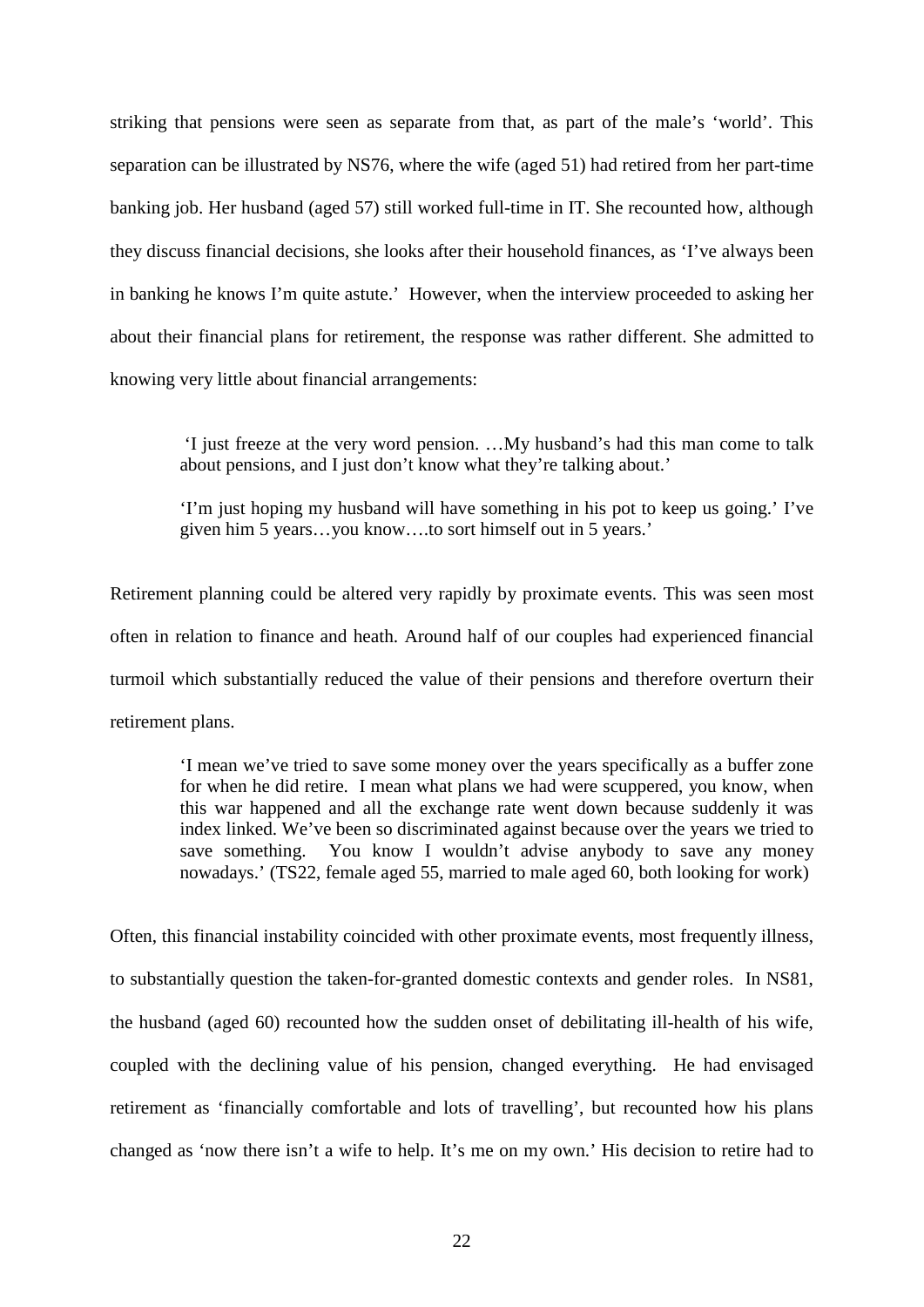striking that pensions were seen as separate from that, as part of the male's 'world'. This separation can be illustrated by NS76, where the wife (aged 51) had retired from her part-time banking job. Her husband (aged 57) still worked full-time in IT. She recounted how, although they discuss financial decisions, she looks after their household finances, as 'I've always been in banking he knows I'm quite astute.' However, when the interview proceeded to asking her about their financial plans for retirement, the response was rather different. She admitted to knowing very little about financial arrangements:

> 'I just freeze at the very word pension. …My husband's had this man come to talk about pensions, and I just don't know what they're talking about.'
>
> 'I'm just hoping my husband will have something in his pot to keep us going.' I've given him 5 years…you know….to sort himself out in 5 years.'

Retirement planning could be altered very rapidly by proximate events. This was seen most often in relation to finance and heath. Around half of our couples had experienced financial turmoil which substantially reduced the value of their pensions and therefore overturn their retirement plans.

> 'I mean we've tried to save some money over the years specifically as a buffer zone for when he did retire. I mean what plans we had were scuppered, you know, when this war happened and all the exchange rate went down because suddenly it was index linked. We've been so discriminated against because over the years we tried to save something. You know I wouldn't advise anybody to save any money nowadays.' (TS22, female aged 55, married to male aged 60, both looking for work)

Often, this financial instability coincided with other proximate events, most frequently illness, to substantially question the taken-for-granted domestic contexts and gender roles. In NS81, the husband (aged 60) recounted how the sudden onset of debilitating ill-health of his wife, coupled with the declining value of his pension, changed everything. He had envisaged retirement as 'financially comfortable and lots of travelling', but recounted how his plans changed as 'now there isn't a wife to help. It's me on my own.' His decision to retire had to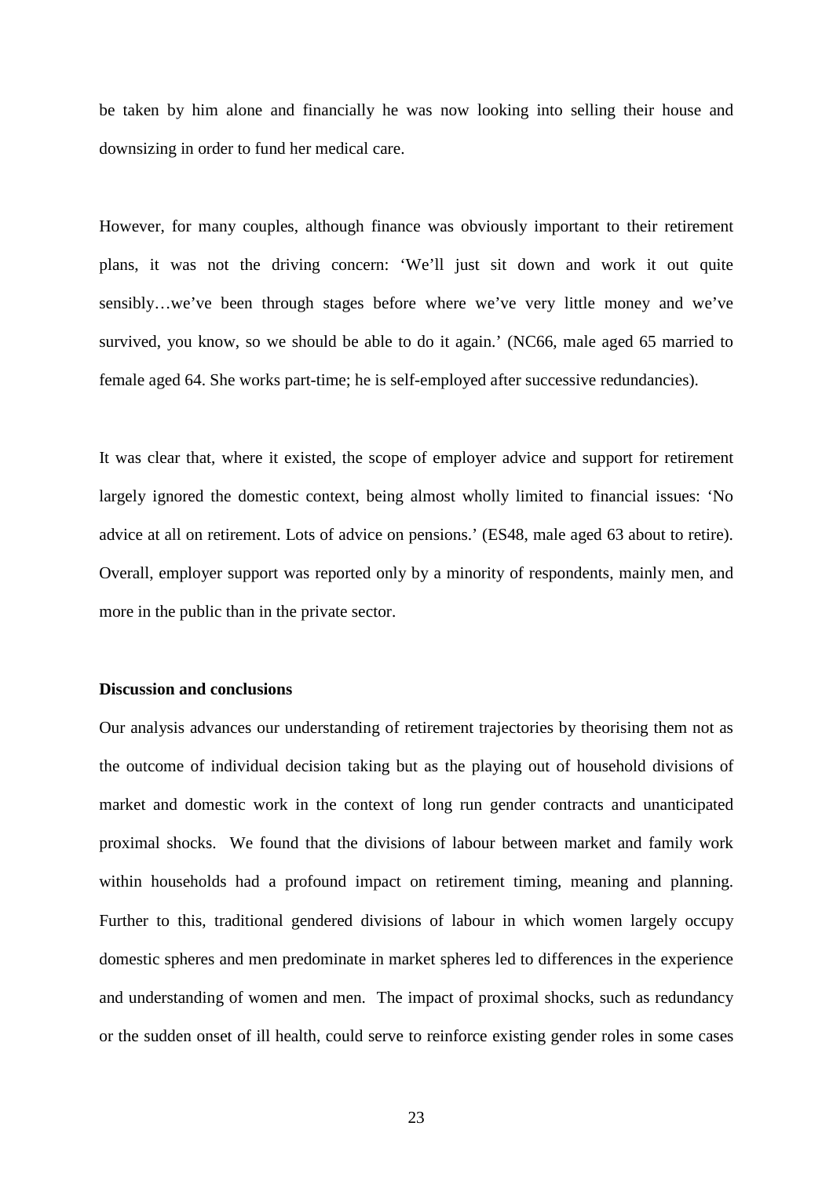be taken by him alone and financially he was now looking into selling their house and downsizing in order to fund her medical care.

However, for many couples, although finance was obviously important to their retirement plans, it was not the driving concern: 'We'll just sit down and work it out quite sensibly…we've been through stages before where we've very little money and we've survived, you know, so we should be able to do it again.' (NC66, male aged 65 married to female aged 64. She works part-time; he is self-employed after successive redundancies).

It was clear that, where it existed, the scope of employer advice and support for retirement largely ignored the domestic context, being almost wholly limited to financial issues: 'No advice at all on retirement. Lots of advice on pensions.' (ES48, male aged 63 about to retire). Overall, employer support was reported only by a minority of respondents, mainly men, and more in the public than in the private sector.

**Discussion and conclusions**

Our analysis advances our understanding of retirement trajectories by theorising them not as the outcome of individual decision taking but as the playing out of household divisions of market and domestic work in the context of long run gender contracts and unanticipated proximal shocks. We found that the divisions of labour between market and family work within households had a profound impact on retirement timing, meaning and planning. Further to this, traditional gendered divisions of labour in which women largely occupy domestic spheres and men predominate in market spheres led to differences in the experience and understanding of women and men. The impact of proximal shocks, such as redundancy or the sudden onset of ill health, could serve to reinforce existing gender roles in some cases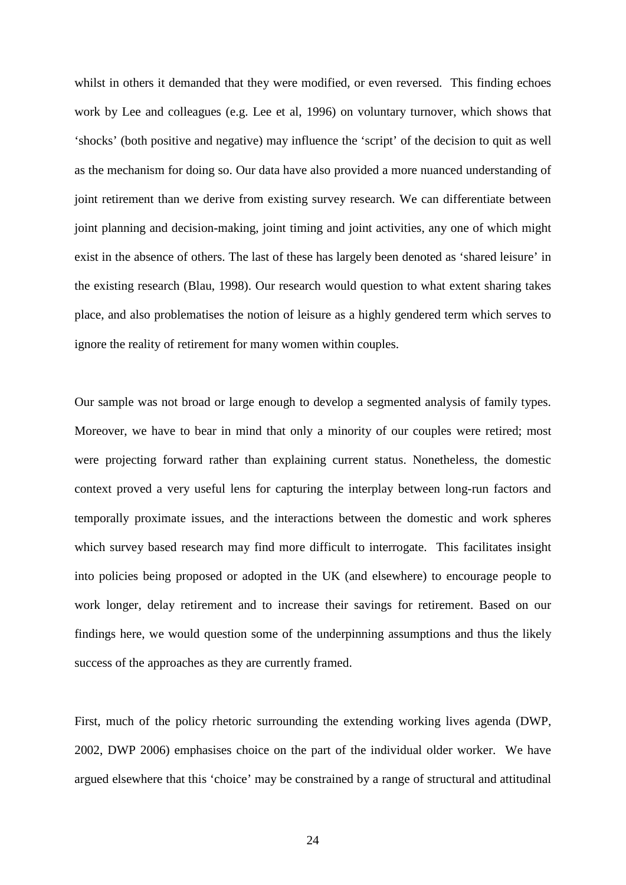whilst in others it demanded that they were modified, or even reversed. This finding echoes work by Lee and colleagues (e.g. Lee et al, 1996) on voluntary turnover, which shows that 'shocks' (both positive and negative) may influence the 'script' of the decision to quit as well as the mechanism for doing so. Our data have also provided a more nuanced understanding of joint retirement than we derive from existing survey research. We can differentiate between joint planning and decision-making, joint timing and joint activities, any one of which might exist in the absence of others. The last of these has largely been denoted as 'shared leisure' in the existing research (Blau, 1998). Our research would question to what extent sharing takes place, and also problematises the notion of leisure as a highly gendered term which serves to ignore the reality of retirement for many women within couples.

Our sample was not broad or large enough to develop a segmented analysis of family types. Moreover, we have to bear in mind that only a minority of our couples were retired; most were projecting forward rather than explaining current status. Nonetheless, the domestic context proved a very useful lens for capturing the interplay between long-run factors and temporally proximate issues, and the interactions between the domestic and work spheres which survey based research may find more difficult to interrogate. This facilitates insight into policies being proposed or adopted in the UK (and elsewhere) to encourage people to work longer, delay retirement and to increase their savings for retirement. Based on our findings here, we would question some of the underpinning assumptions and thus the likely success of the approaches as they are currently framed.

First, much of the policy rhetoric surrounding the extending working lives agenda (DWP, 2002, DWP 2006) emphasises choice on the part of the individual older worker. We have argued elsewhere that this 'choice' may be constrained by a range of structural and attitudinal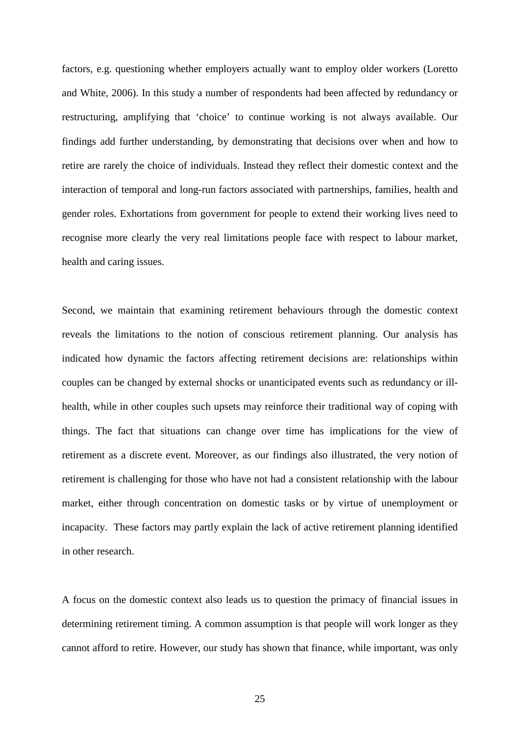factors, e.g. questioning whether employers actually want to employ older workers (Loretto and White, 2006). In this study a number of respondents had been affected by redundancy or restructuring, amplifying that 'choice' to continue working is not always available. Our findings add further understanding, by demonstrating that decisions over when and how to retire are rarely the choice of individuals. Instead they reflect their domestic context and the interaction of temporal and long-run factors associated with partnerships, families, health and gender roles. Exhortations from government for people to extend their working lives need to recognise more clearly the very real limitations people face with respect to labour market, health and caring issues.

Second, we maintain that examining retirement behaviours through the domestic context reveals the limitations to the notion of conscious retirement planning. Our analysis has indicated how dynamic the factors affecting retirement decisions are: relationships within couples can be changed by external shocks or unanticipated events such as redundancy or ill-health, while in other couples such upsets may reinforce their traditional way of coping with things. The fact that situations can change over time has implications for the view of retirement as a discrete event. Moreover, as our findings also illustrated, the very notion of retirement is challenging for those who have not had a consistent relationship with the labour market, either through concentration on domestic tasks or by virtue of unemployment or incapacity. These factors may partly explain the lack of active retirement planning identified in other research.

A focus on the domestic context also leads us to question the primacy of financial issues in determining retirement timing. A common assumption is that people will work longer as they cannot afford to retire. However, our study has shown that finance, while important, was only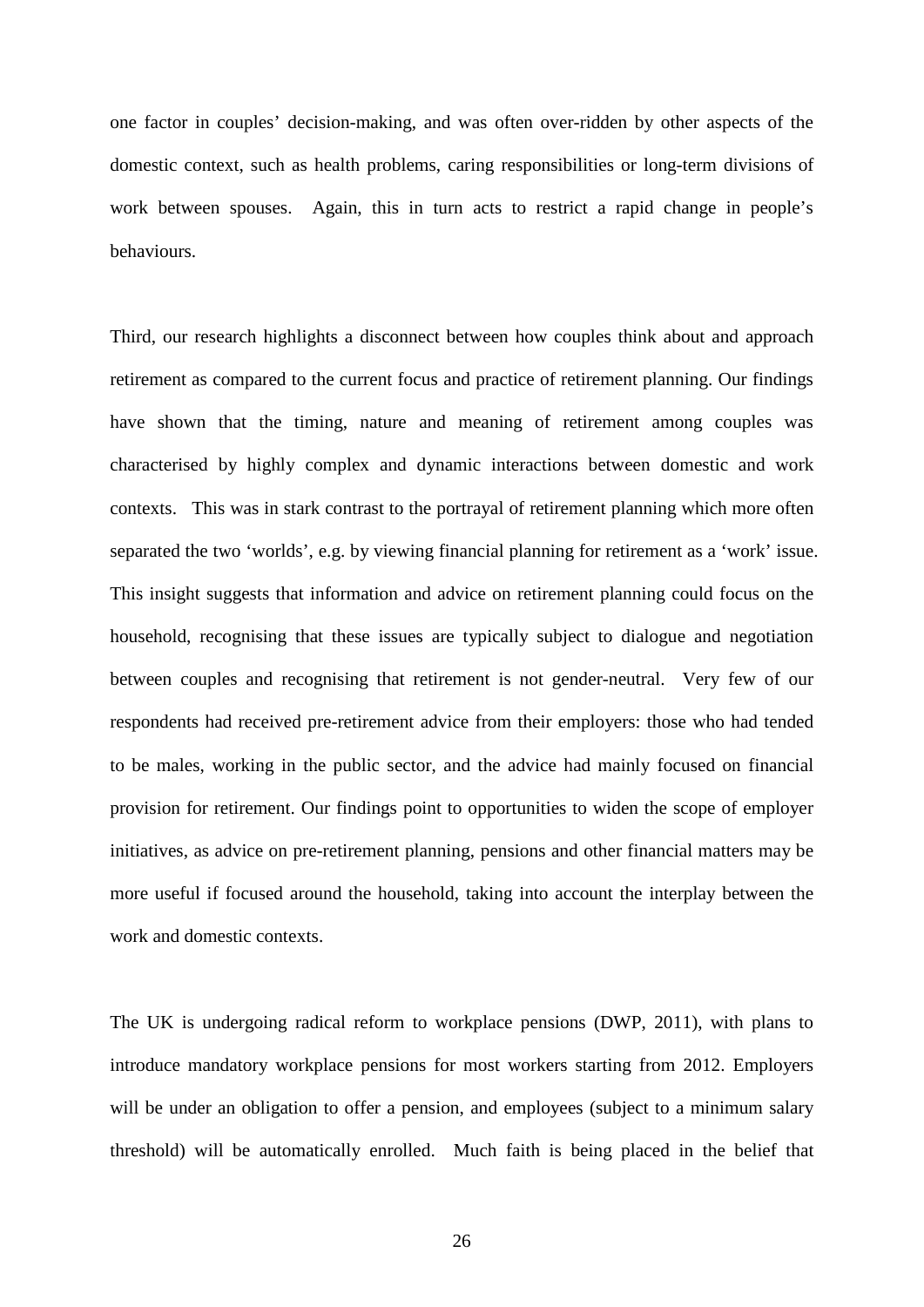one factor in couples' decision-making, and was often over-ridden by other aspects of the domestic context, such as health problems, caring responsibilities or long-term divisions of work between spouses. Again, this in turn acts to restrict a rapid change in people's behaviours.

Third, our research highlights a disconnect between how couples think about and approach retirement as compared to the current focus and practice of retirement planning. Our findings have shown that the timing, nature and meaning of retirement among couples was characterised by highly complex and dynamic interactions between domestic and work contexts. This was in stark contrast to the portrayal of retirement planning which more often separated the two 'worlds', e.g. by viewing financial planning for retirement as a 'work' issue. This insight suggests that information and advice on retirement planning could focus on the household, recognising that these issues are typically subject to dialogue and negotiation between couples and recognising that retirement is not gender-neutral. Very few of our respondents had received pre-retirement advice from their employers: those who had tended to be males, working in the public sector, and the advice had mainly focused on financial provision for retirement. Our findings point to opportunities to widen the scope of employer initiatives, as advice on pre-retirement planning, pensions and other financial matters may be more useful if focused around the household, taking into account the interplay between the work and domestic contexts.

The UK is undergoing radical reform to workplace pensions (DWP, 2011), with plans to introduce mandatory workplace pensions for most workers starting from 2012. Employers will be under an obligation to offer a pension, and employees (subject to a minimum salary threshold) will be automatically enrolled. Much faith is being placed in the belief that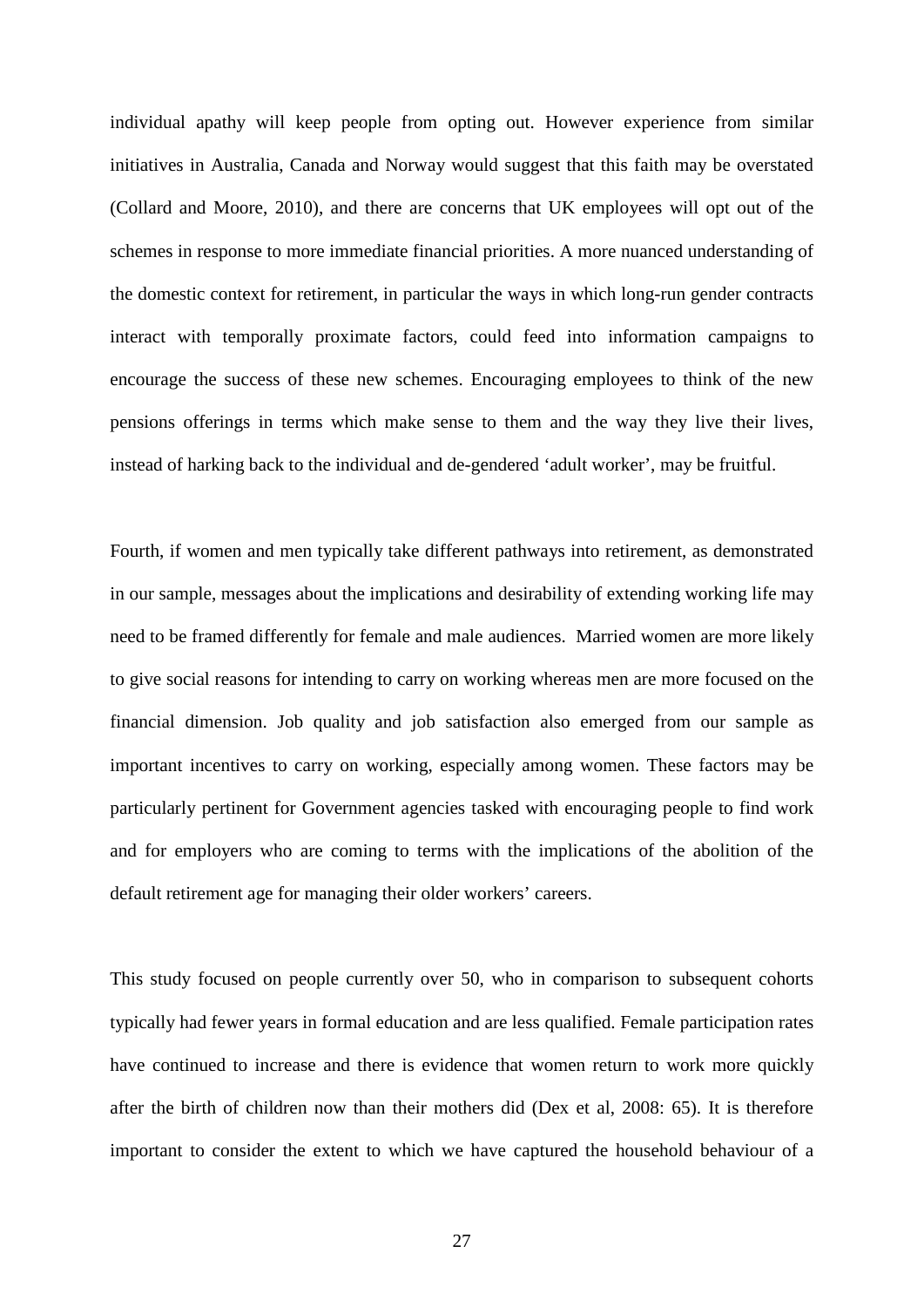individual apathy will keep people from opting out. However experience from similar initiatives in Australia, Canada and Norway would suggest that this faith may be overstated (Collard and Moore, 2010), and there are concerns that UK employees will opt out of the schemes in response to more immediate financial priorities. A more nuanced understanding of the domestic context for retirement, in particular the ways in which long-run gender contracts interact with temporally proximate factors, could feed into information campaigns to encourage the success of these new schemes. Encouraging employees to think of the new pensions offerings in terms which make sense to them and the way they live their lives, instead of harking back to the individual and de-gendered 'adult worker', may be fruitful.

Fourth, if women and men typically take different pathways into retirement, as demonstrated in our sample, messages about the implications and desirability of extending working life may need to be framed differently for female and male audiences. Married women are more likely to give social reasons for intending to carry on working whereas men are more focused on the financial dimension. Job quality and job satisfaction also emerged from our sample as important incentives to carry on working, especially among women. These factors may be particularly pertinent for Government agencies tasked with encouraging people to find work and for employers who are coming to terms with the implications of the abolition of the default retirement age for managing their older workers' careers.

This study focused on people currently over 50, who in comparison to subsequent cohorts typically had fewer years in formal education and are less qualified. Female participation rates have continued to increase and there is evidence that women return to work more quickly after the birth of children now than their mothers did (Dex et al, 2008: 65). It is therefore important to consider the extent to which we have captured the household behaviour of a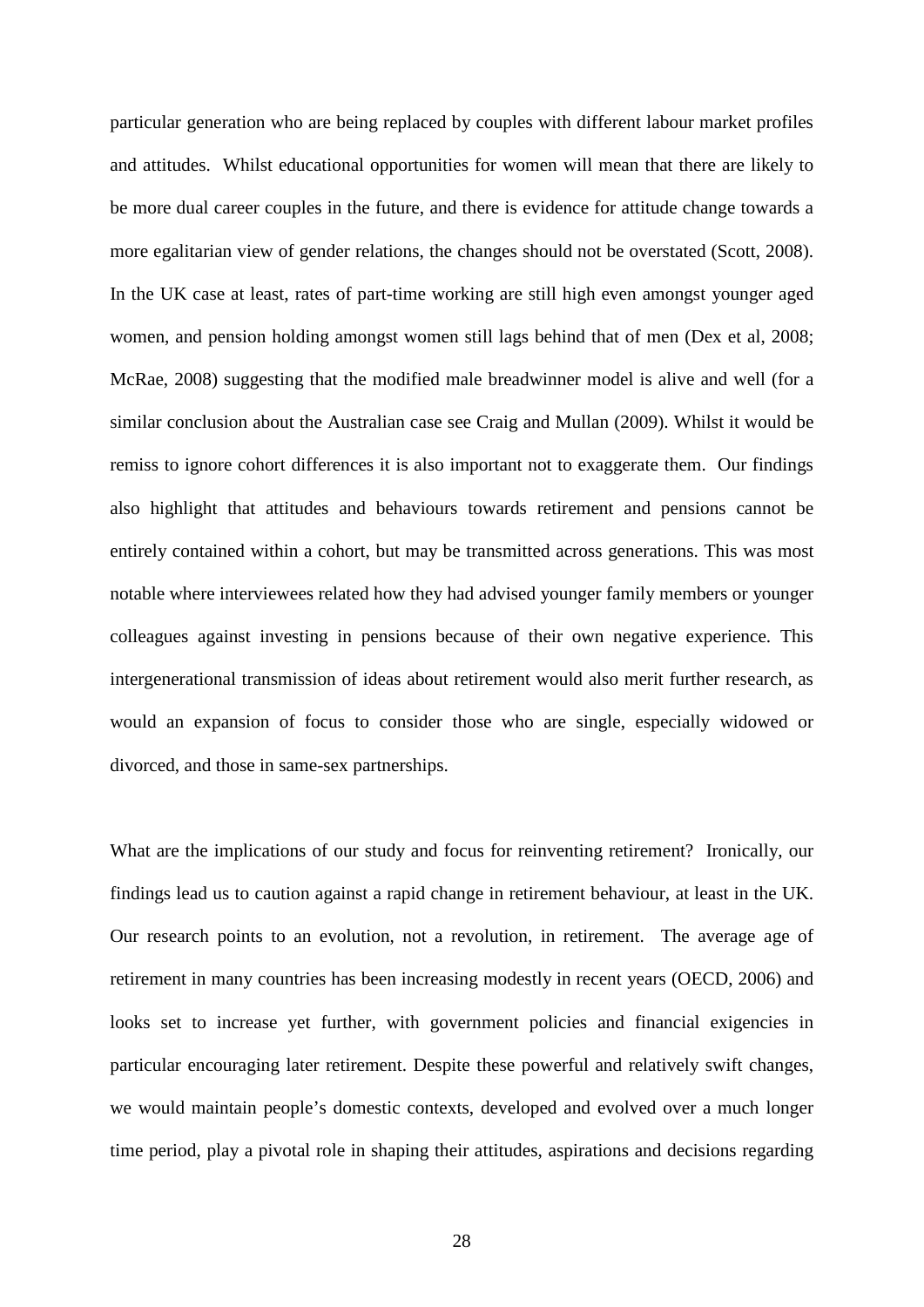particular generation who are being replaced by couples with different labour market profiles and attitudes. Whilst educational opportunities for women will mean that there are likely to be more dual career couples in the future, and there is evidence for attitude change towards a more egalitarian view of gender relations, the changes should not be overstated (Scott, 2008). In the UK case at least, rates of part-time working are still high even amongst younger aged women, and pension holding amongst women still lags behind that of men (Dex et al, 2008; McRae, 2008) suggesting that the modified male breadwinner model is alive and well (for a similar conclusion about the Australian case see Craig and Mullan (2009). Whilst it would be remiss to ignore cohort differences it is also important not to exaggerate them. Our findings also highlight that attitudes and behaviours towards retirement and pensions cannot be entirely contained within a cohort, but may be transmitted across generations. This was most notable where interviewees related how they had advised younger family members or younger colleagues against investing in pensions because of their own negative experience. This intergenerational transmission of ideas about retirement would also merit further research, as would an expansion of focus to consider those who are single, especially widowed or divorced, and those in same-sex partnerships.

What are the implications of our study and focus for reinventing retirement? Ironically, our findings lead us to caution against a rapid change in retirement behaviour, at least in the UK. Our research points to an evolution, not a revolution, in retirement. The average age of retirement in many countries has been increasing modestly in recent years (OECD, 2006) and looks set to increase yet further, with government policies and financial exigencies in particular encouraging later retirement. Despite these powerful and relatively swift changes, we would maintain people's domestic contexts, developed and evolved over a much longer time period, play a pivotal role in shaping their attitudes, aspirations and decisions regarding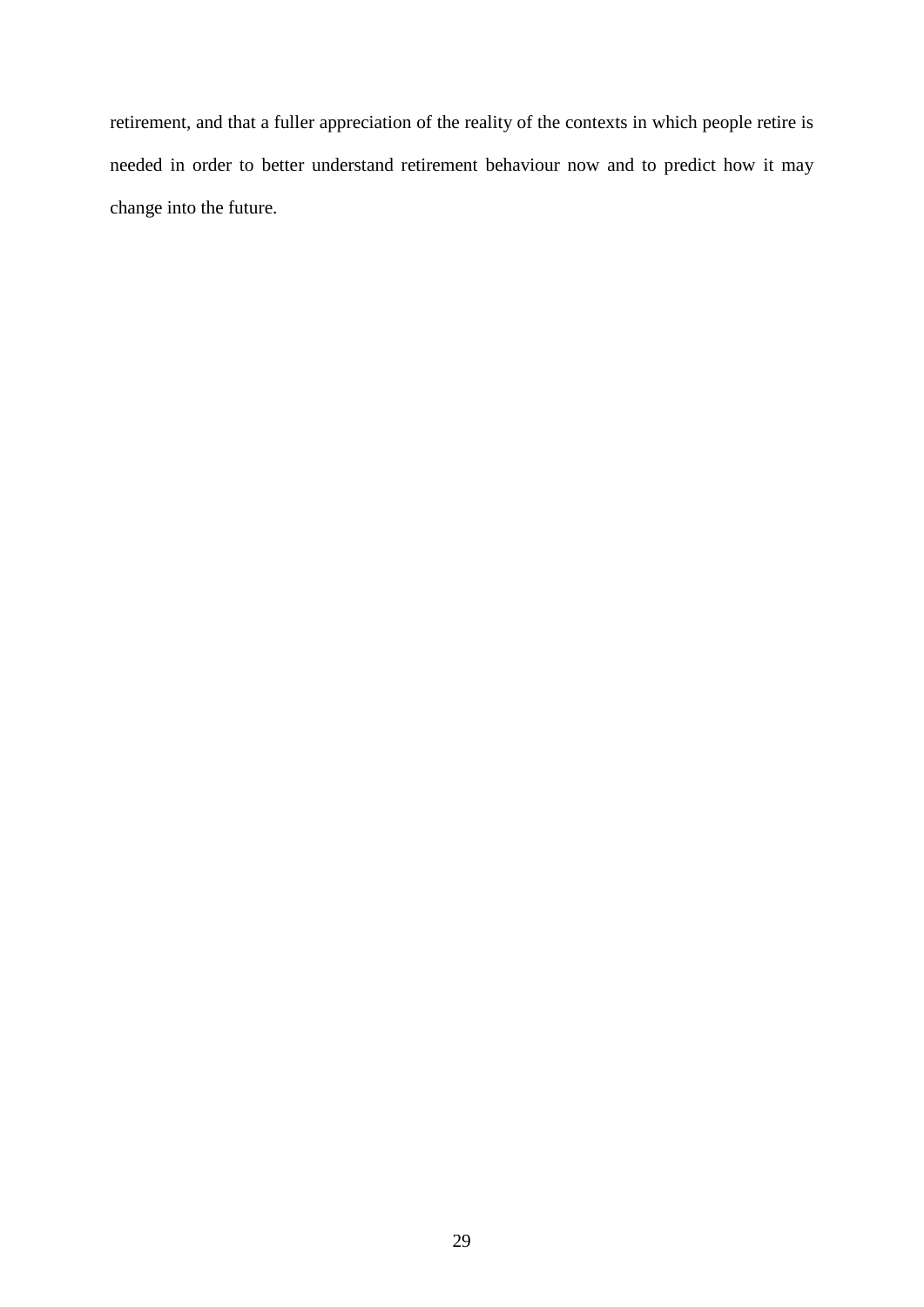retirement, and that a fuller appreciation of the reality of the contexts in which people retire is needed in order to better understand retirement behaviour now and to predict how it may change into the future.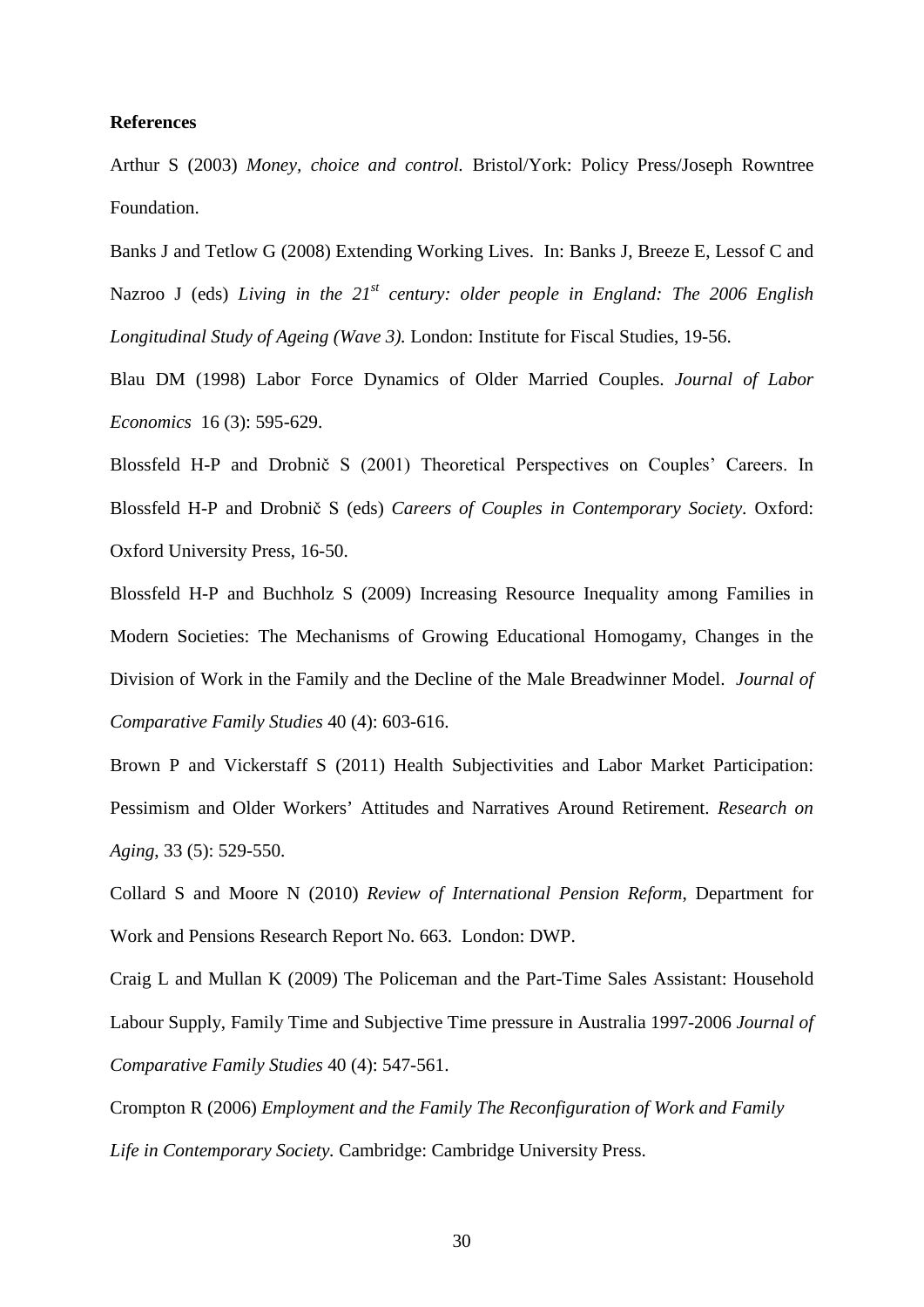**References**

Arthur S (2003) *Money, choice and control.* Bristol/York: Policy Press/Joseph Rowntree Foundation.

Banks J and Tetlow G (2008) Extending Working Lives. In: Banks J, Breeze E, Lessof C and Nazroo J (eds) *Living in the 21st century: older people in England: The 2006 English Longitudinal Study of Ageing (Wave 3).* London: Institute for Fiscal Studies, 19-56.

Blau DM (1998) Labor Force Dynamics of Older Married Couples. *Journal of Labor Economics* 16 (3): 595-629.

Blossfeld H-P and Drobnič S (2001) Theoretical Perspectives on Couples' Careers. In Blossfeld H-P and Drobnič S (eds) *Careers of Couples in Contemporary Society*. Oxford: Oxford University Press, 16-50.

Blossfeld H-P and Buchholz S (2009) Increasing Resource Inequality among Families in Modern Societies: The Mechanisms of Growing Educational Homogamy, Changes in the Division of Work in the Family and the Decline of the Male Breadwinner Model. *Journal of Comparative Family Studies* 40 (4): 603-616.

Brown P and Vickerstaff S (2011) Health Subjectivities and Labor Market Participation: Pessimism and Older Workers' Attitudes and Narratives Around Retirement. *Research on Aging*, 33 (5): 529-550.

Collard S and Moore N (2010) *Review of International Pension Reform*, Department for Work and Pensions Research Report No. 663. London: DWP.

Craig L and Mullan K (2009) The Policeman and the Part-Time Sales Assistant: Household Labour Supply, Family Time and Subjective Time pressure in Australia 1997-2006 *Journal of Comparative Family Studies* 40 (4): 547-561.

Crompton R (2006) *Employment and the Family The Reconfiguration of Work and Family Life in Contemporary Society.* Cambridge: Cambridge University Press.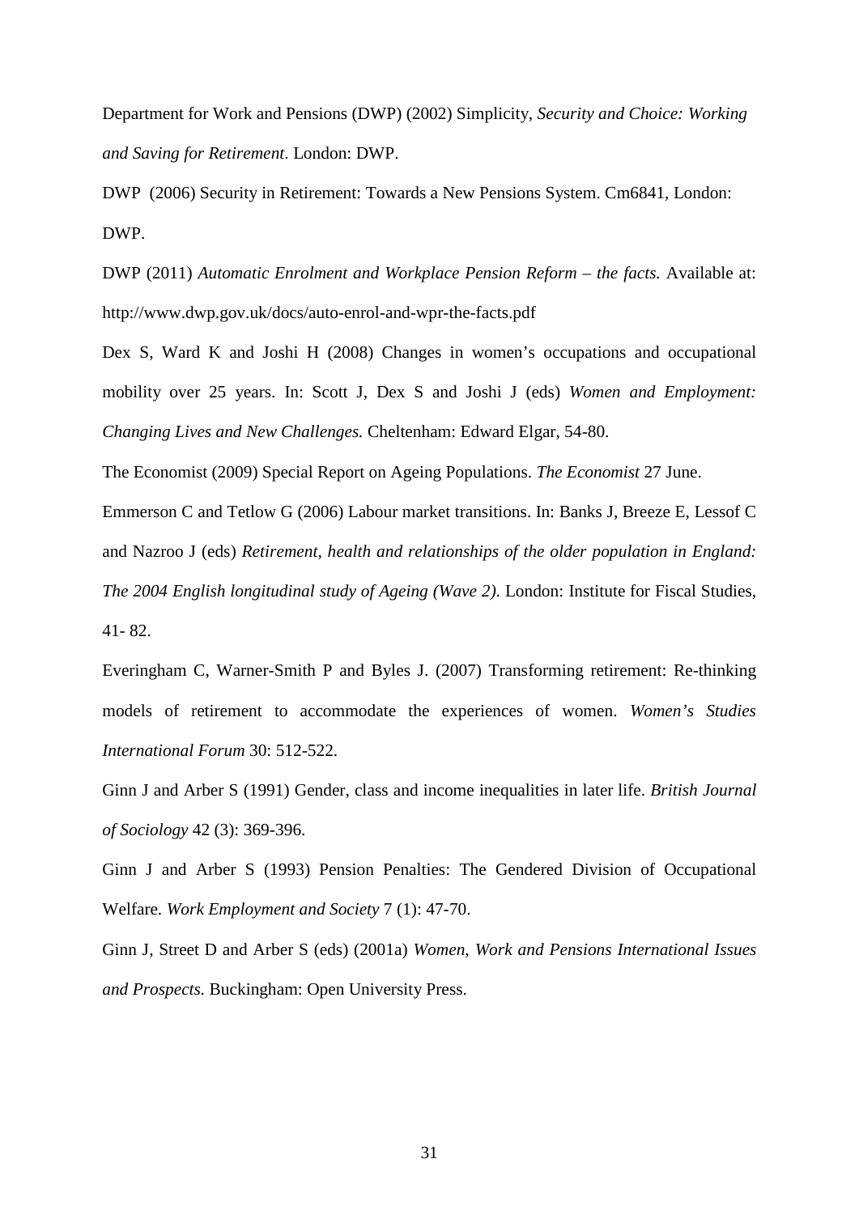Department for Work and Pensions (DWP) (2002) Simplicity, *Security and Choice: Working and Saving for Retirement*. London: DWP.

DWP (2006) Security in Retirement: Towards a New Pensions System. Cm6841, London: DWP.

DWP (2011) *Automatic Enrolment and Workplace Pension Reform – the facts.* Available at: http://www.dwp.gov.uk/docs/auto-enrol-and-wpr-the-facts.pdf

Dex S, Ward K and Joshi H (2008) Changes in women's occupations and occupational mobility over 25 years. In: Scott J, Dex S and Joshi J (eds) *Women and Employment: Changing Lives and New Challenges.* Cheltenham: Edward Elgar, 54-80.

The Economist (2009) Special Report on Ageing Populations. *The Economist* 27 June.

Emmerson C and Tetlow G (2006) Labour market transitions. In: Banks J, Breeze E, Lessof C and Nazroo J (eds) *Retirement, health and relationships of the older population in England: The 2004 English longitudinal study of Ageing (Wave 2).* London: Institute for Fiscal Studies, 41- 82.

Everingham C, Warner-Smith P and Byles J. (2007) Transforming retirement: Re-thinking models of retirement to accommodate the experiences of women. *Women's Studies International Forum* 30: 512-522.

Ginn J and Arber S (1991) Gender, class and income inequalities in later life. *British Journal of Sociology* 42 (3): 369-396.

Ginn J and Arber S (1993) Pension Penalties: The Gendered Division of Occupational Welfare. *Work Employment and Society* 7 (1): 47-70.

Ginn J, Street D and Arber S (eds) (2001a) *Women, Work and Pensions International Issues and Prospects.* Buckingham: Open University Press.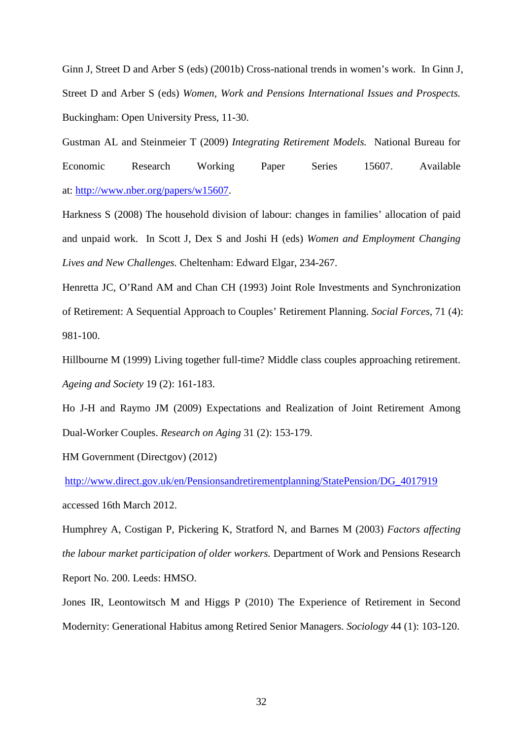Ginn J, Street D and Arber S (eds) (2001b) Cross-national trends in women's work. In Ginn J, Street D and Arber S (eds) *Women, Work and Pensions International Issues and Prospects.* Buckingham: Open University Press, 11-30.

Gustman AL and Steinmeier T (2009) *Integrating Retirement Models.* National Bureau for Economic Research Working Paper Series 15607. Available at: http://www.nber.org/papers/w15607.

Harkness S (2008) The household division of labour: changes in families' allocation of paid and unpaid work. In Scott J, Dex S and Joshi H (eds) *Women and Employment Changing Lives and New Challenges.* Cheltenham: Edward Elgar, 234-267.

Henretta JC, O'Rand AM and Chan CH (1993) Joint Role Investments and Synchronization of Retirement: A Sequential Approach to Couples' Retirement Planning. *Social Forces*, 71 (4): 981-100.

Hillbourne M (1999) Living together full-time? Middle class couples approaching retirement. *Ageing and Society* 19 (2): 161-183.

Ho J-H and Raymo JM (2009) Expectations and Realization of Joint Retirement Among Dual-Worker Couples. *Research on Aging* 31 (2): 153-179.

HM Government (Directgov) (2012) http://www.direct.gov.uk/en/Pensionsandretirementplanning/StatePension/DG_4017919 accessed 16th March 2012.

Humphrey A, Costigan P, Pickering K, Stratford N, and Barnes M (2003) *Factors affecting the labour market participation of older workers.* Department of Work and Pensions Research Report No. 200. Leeds: HMSO.

Jones IR, Leontowitsch M and Higgs P (2010) The Experience of Retirement in Second Modernity: Generational Habitus among Retired Senior Managers. *Sociology* 44 (1): 103-120.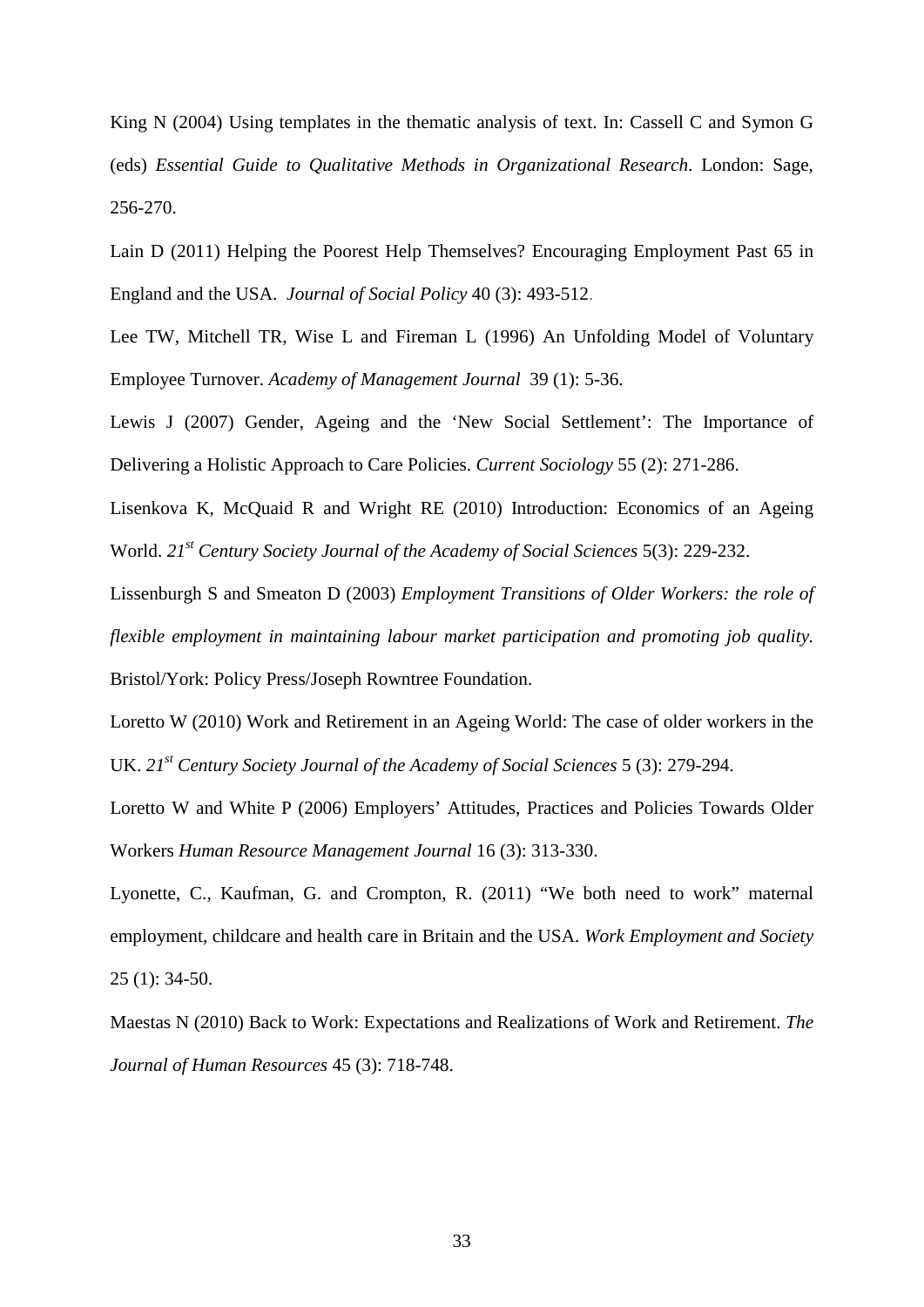King N (2004) Using templates in the thematic analysis of text. In: Cassell C and Symon G (eds) *Essential Guide to Qualitative Methods in Organizational Research*. London: Sage, 256-270.

Lain D (2011) Helping the Poorest Help Themselves? Encouraging Employment Past 65 in England and the USA. *Journal of Social Policy* 40 (3): 493-512.

Lee TW, Mitchell TR, Wise L and Fireman L (1996) An Unfolding Model of Voluntary Employee Turnover. *Academy of Management Journal* 39 (1): 5-36.

Lewis J (2007) Gender, Ageing and the 'New Social Settlement': The Importance of Delivering a Holistic Approach to Care Policies. *Current Sociology* 55 (2): 271-286.

Lisenkova K, McQuaid R and Wright RE (2010) Introduction: Economics of an Ageing World. *21st Century Society Journal of the Academy of Social Sciences* 5(3): 229-232.

Lissenburgh S and Smeaton D (2003) *Employment Transitions of Older Workers: the role of flexible employment in maintaining labour market participation and promoting job quality.* Bristol/York: Policy Press/Joseph Rowntree Foundation.

Loretto W (2010) Work and Retirement in an Ageing World: The case of older workers in the UK. *21st Century Society Journal of the Academy of Social Sciences* 5 (3): 279-294.

Loretto W and White P (2006) Employers' Attitudes, Practices and Policies Towards Older Workers *Human Resource Management Journal* 16 (3): 313-330.

Lyonette, C., Kaufman, G. and Crompton, R. (2011) "We both need to work" maternal employment, childcare and health care in Britain and the USA. *Work Employment and Society* 25 (1): 34-50.

Maestas N (2010) Back to Work: Expectations and Realizations of Work and Retirement. *The Journal of Human Resources* 45 (3): 718-748.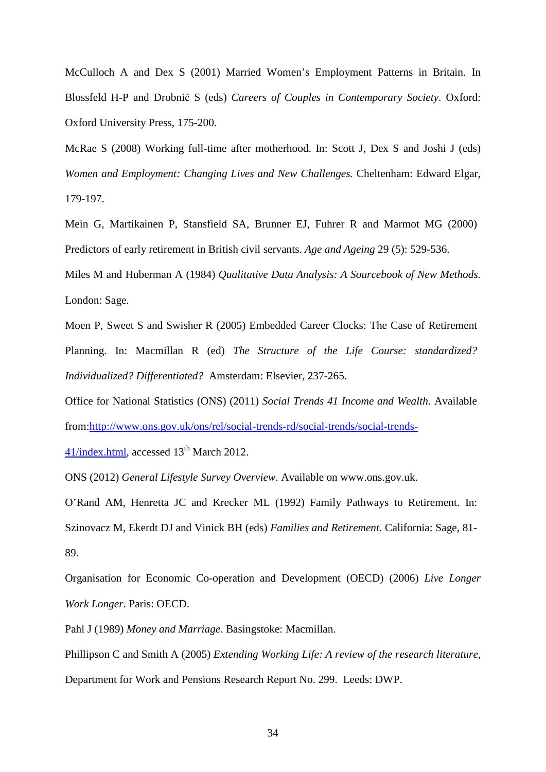McCulloch A and Dex S (2001) Married Women's Employment Patterns in Britain. In Blossfeld H-P and Drobnič S (eds) *Careers of Couples in Contemporary Society*. Oxford: Oxford University Press, 175-200.

McRae S (2008) Working full-time after motherhood. In: Scott J, Dex S and Joshi J (eds) *Women and Employment: Changing Lives and New Challenges.* Cheltenham: Edward Elgar, 179-197.

Mein G, Martikainen P, Stansfield SA, Brunner EJ, Fuhrer R and Marmot MG (2000) Predictors of early retirement in British civil servants. *Age and Ageing* 29 (5): 529-536.

Miles M and Huberman A (1984) *Qualitative Data Analysis: A Sourcebook of New Methods.* London: Sage.

Moen P, Sweet S and Swisher R (2005) Embedded Career Clocks: The Case of Retirement Planning. In: Macmillan R (ed) *The Structure of the Life Course: standardized? Individualized? Differentiated?* Amsterdam: Elsevier, 237-265.

Office for National Statistics (ONS) (2011) *Social Trends 41 Income and Wealth.* Available from:http://www.ons.gov.uk/ons/rel/social-trends-rd/social-trends/social-trends-41/index.html, accessed 13th March 2012.

ONS (2012) *General Lifestyle Survey Overview*. Available on www.ons.gov.uk.

O'Rand AM, Henretta JC and Krecker ML (1992) Family Pathways to Retirement. In: Szinovacz M, Ekerdt DJ and Vinick BH (eds) *Families and Retirement.* California: Sage, 81-89.

Organisation for Economic Co-operation and Development (OECD) (2006) *Live Longer Work Longer*. Paris: OECD.

Pahl J (1989) *Money and Marriage*. Basingstoke: Macmillan.

Phillipson C and Smith A (2005) *Extending Working Life: A review of the research literature*, Department for Work and Pensions Research Report No. 299. Leeds: DWP.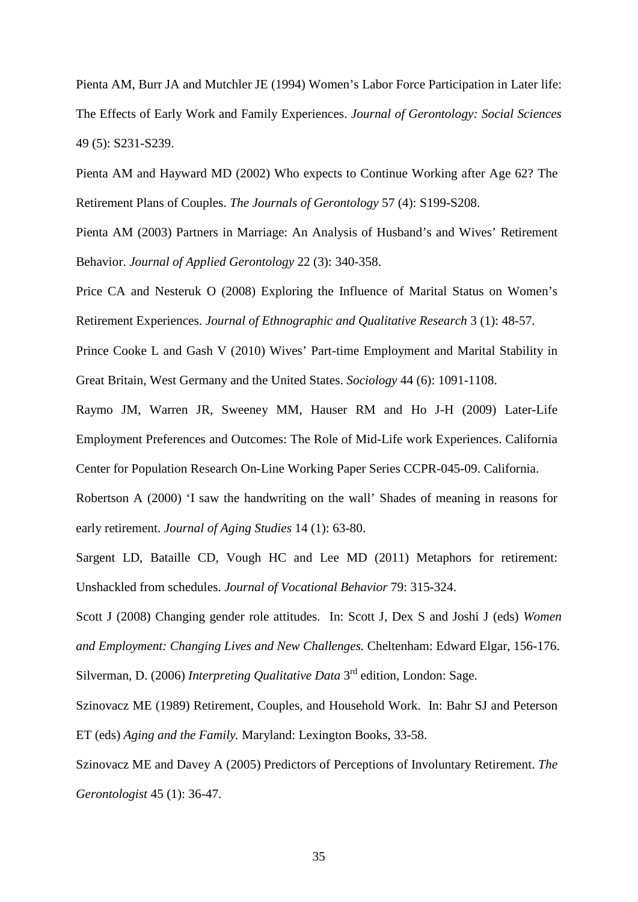Pienta AM, Burr JA and Mutchler JE (1994) Women's Labor Force Participation in Later life: The Effects of Early Work and Family Experiences. *Journal of Gerontology: Social Sciences* 49 (5): S231-S239.

Pienta AM and Hayward MD (2002) Who expects to Continue Working after Age 62? The Retirement Plans of Couples. *The Journals of Gerontology* 57 (4): S199-S208.

Pienta AM (2003) Partners in Marriage: An Analysis of Husband's and Wives' Retirement Behavior. *Journal of Applied Gerontology* 22 (3): 340-358.

Price CA and Nesteruk O (2008) Exploring the Influence of Marital Status on Women's Retirement Experiences. *Journal of Ethnographic and Qualitative Research* 3 (1): 48-57.

Prince Cooke L and Gash V (2010) Wives' Part-time Employment and Marital Stability in Great Britain, West Germany and the United States. *Sociology* 44 (6): 1091-1108.

Raymo JM, Warren JR, Sweeney MM, Hauser RM and Ho J-H (2009) Later-Life Employment Preferences and Outcomes: The Role of Mid-Life work Experiences. California Center for Population Research On-Line Working Paper Series CCPR-045-09. California.

Robertson A (2000) 'I saw the handwriting on the wall' Shades of meaning in reasons for early retirement. *Journal of Aging Studies* 14 (1): 63-80.

Sargent LD, Bataille CD, Vough HC and Lee MD (2011) Metaphors for retirement: Unshackled from schedules. *Journal of Vocational Behavior* 79: 315-324.

Scott J (2008) Changing gender role attitudes. In: Scott J, Dex S and Joshi J (eds) *Women and Employment: Changing Lives and New Challenges.* Cheltenham: Edward Elgar, 156-176.

Silverman, D. (2006) *Interpreting Qualitative Data* 3rd edition, London: Sage.

Szinovacz ME (1989) Retirement, Couples, and Household Work. In: Bahr SJ and Peterson ET (eds) *Aging and the Family.* Maryland: Lexington Books, 33-58.

Szinovacz ME and Davey A (2005) Predictors of Perceptions of Involuntary Retirement. *The Gerontologist* 45 (1): 36-47.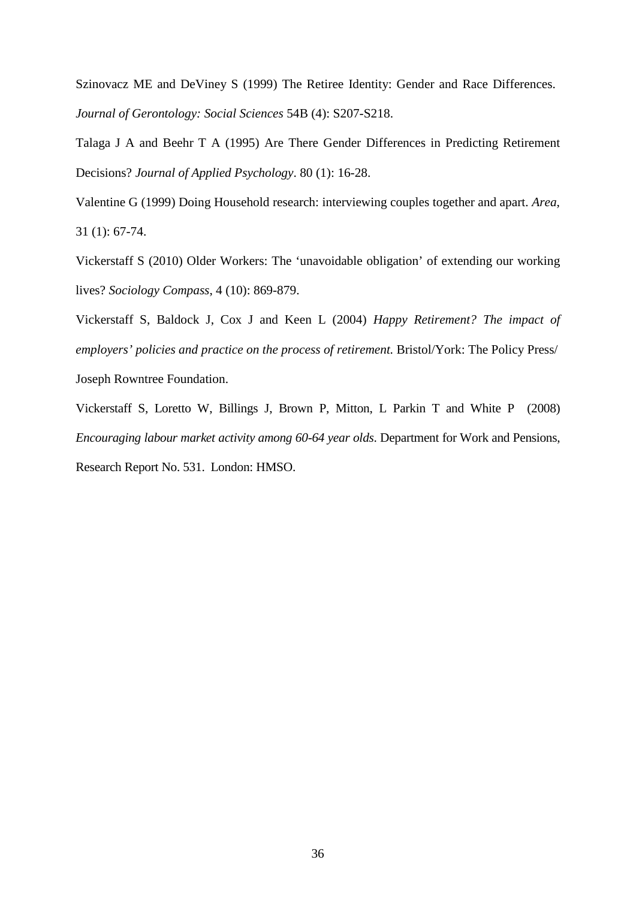Szinovacz ME and DeViney S (1999) The Retiree Identity: Gender and Race Differences. *Journal of Gerontology: Social Sciences* 54B (4): S207-S218.

Talaga J A and Beehr T A (1995) Are There Gender Differences in Predicting Retirement Decisions? *Journal of Applied Psychology*. 80 (1): 16-28.

Valentine G (1999) Doing Household research: interviewing couples together and apart. *Area*, 31 (1): 67-74.

Vickerstaff S (2010) Older Workers: The 'unavoidable obligation' of extending our working lives? *Sociology Compass*, 4 (10): 869-879.

Vickerstaff S, Baldock J, Cox J and Keen L (2004) *Happy Retirement? The impact of employers' policies and practice on the process of retirement.* Bristol/York: The Policy Press/ Joseph Rowntree Foundation.

Vickerstaff S, Loretto W, Billings J, Brown P, Mitton, L Parkin T and White P (2008) *Encouraging labour market activity among 60-64 year olds*. Department for Work and Pensions, Research Report No. 531. London: HMSO.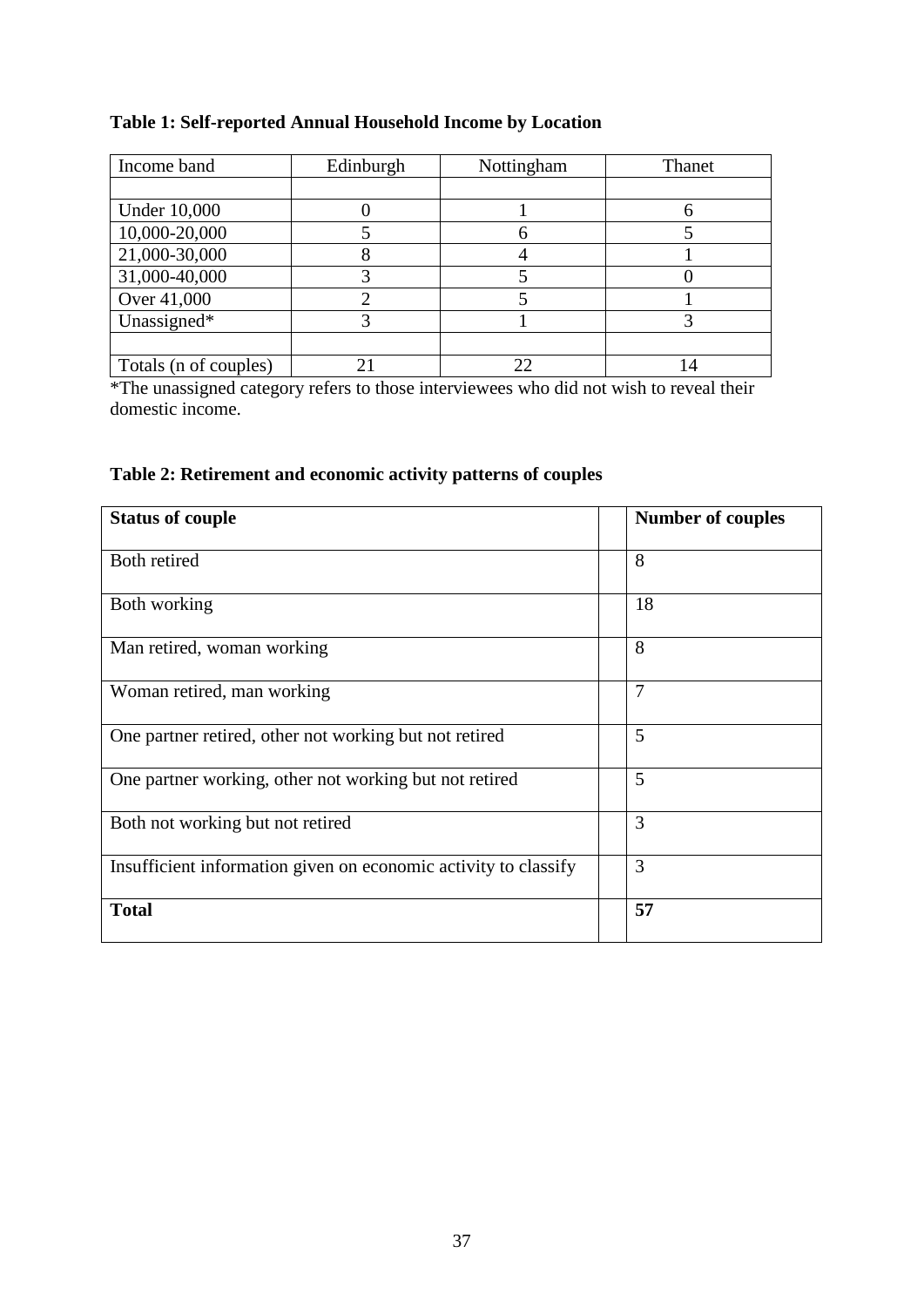**Table 1: Self-reported Annual Household Income by Location**

| Income band | Edinburgh | Nottingham | Thanet |
|---|---|---|---|
| | | | |
| Under 10,000 | 0 | 1 | 6 |
| 10,000-20,000 | 5 | 6 | 5 |
| 21,000-30,000 | 8 | 4 | 1 |
| 31,000-40,000 | 3 | 5 | 0 |
| Over 41,000 | 2 | 5 | 1 |
| Unassigned* | 3 | 1 | 3 |
| | | | |
| Totals (n of couples) | 21 | 22 | 14 |

*The unassigned category refers to those interviewees who did not wish to reveal their domestic income.

**Table 2: Retirement and economic activity patterns of couples**

| Status of couple | | Number of couples |
|---|---|---|
| Both retired | | 8 |
| Both working | | 18 |
| Man retired, woman working | | 8 |
| Woman retired, man working | | 7 |
| One partner retired, other not working but not retired | | 5 |
| One partner working, other not working but not retired | | 5 |
| Both not working but not retired | | 3 |
| Insufficient information given on economic activity to classify | | 3 |
| **Total** | | **57** |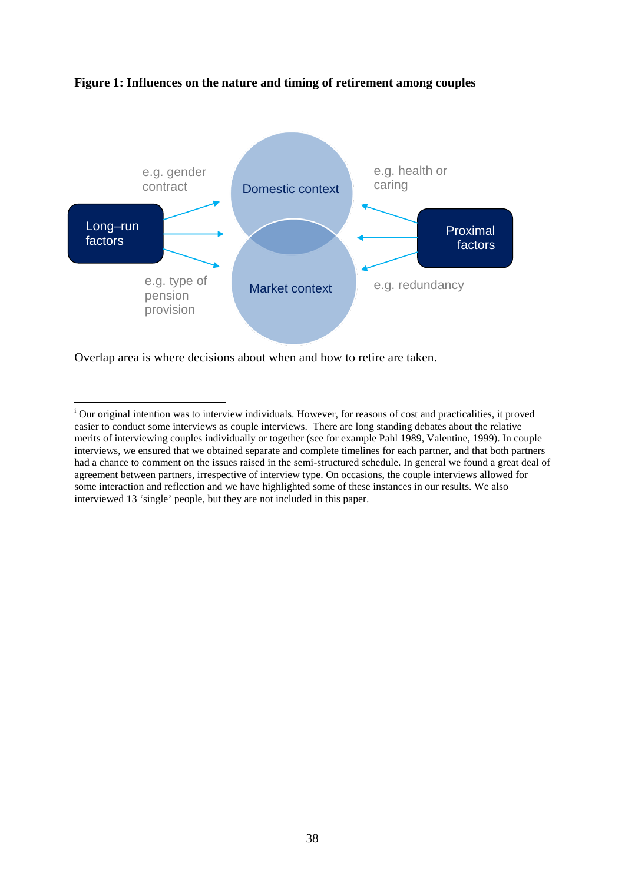**Figure 1: Influences on the nature and timing of retirement among couples**

e.g. gender contract

Domestic context

e.g. health or caring

Long–run factors

Proximal factors

e.g. type of pension provision

Market context

e.g. redundancy

Overlap area is where decisions about when and how to retire are taken.

---

[i] Our original intention was to interview individuals. However, for reasons of cost and practicalities, it proved easier to conduct some interviews as couple interviews. There are long standing debates about the relative merits of interviewing couples individually or together (see for example Pahl 1989, Valentine, 1999). In couple interviews, we ensured that we obtained separate and complete timelines for each partner, and that both partners had a chance to comment on the issues raised in the semi-structured schedule. In general we found a great deal of agreement between partners, irrespective of interview type. On occasions, the couple interviews allowed for some interaction and reflection and we have highlighted some of these instances in our results. We also interviewed 13 'single' people, but they are not included in this paper.